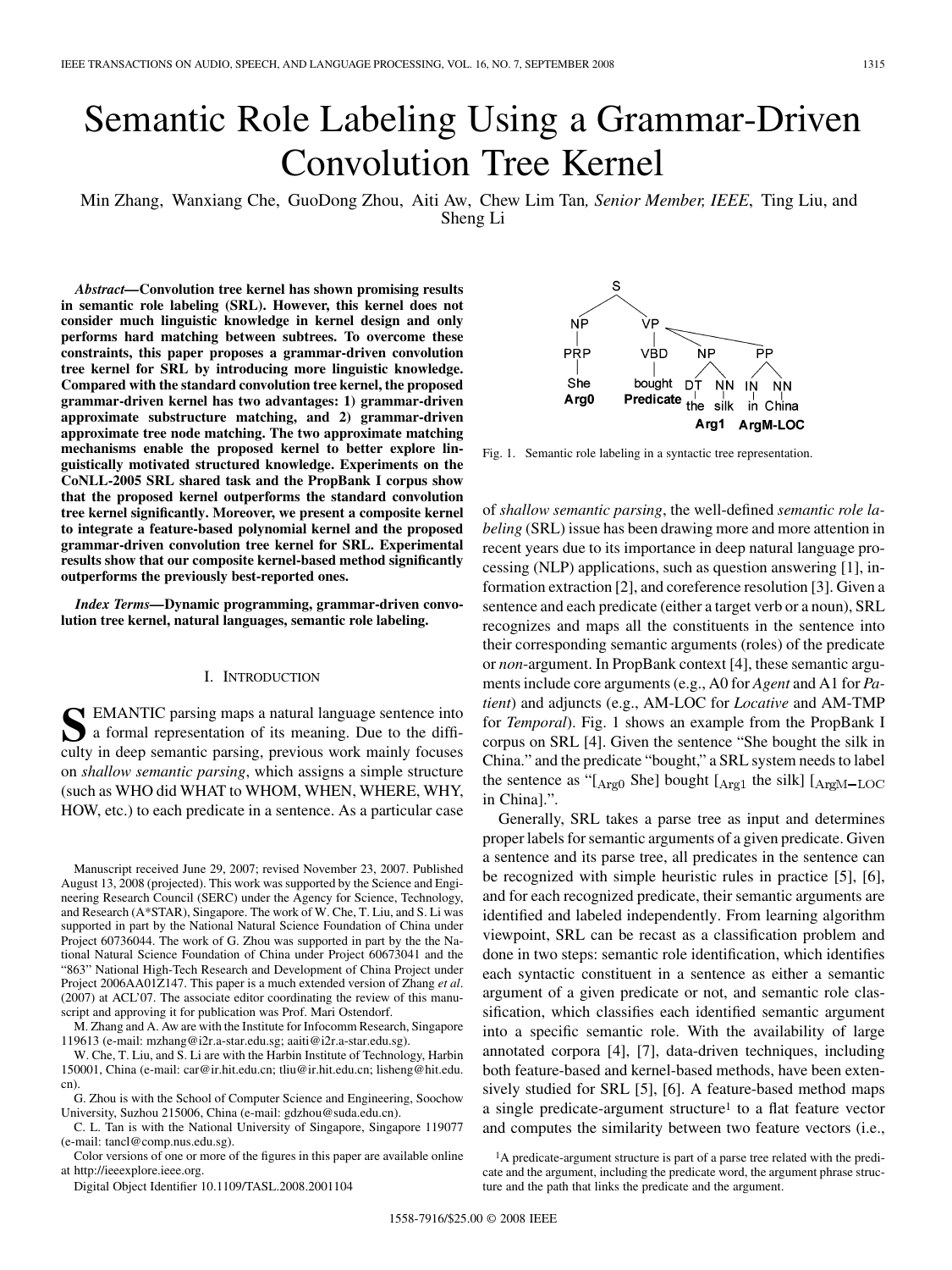# Semantic Role Labeling Using a Grammar-Driven Convolution Tree Kernel

Min Zhang, Wanxiang Che, GuoDong Zhou, Aiti Aw, Chew Lim Tan, *Senior Member, IEEE*, Ting Liu, and Sheng Li

***Abstract*—Convolution tree kernel has shown promising results in semantic role labeling (SRL). However, this kernel does not consider much linguistic knowledge in kernel design and only performs hard matching between subtrees. To overcome these constraints, this paper proposes a grammar-driven convolution tree kernel for SRL by introducing more linguistic knowledge. Compared with the standard convolution tree kernel, the proposed grammar-driven kernel has two advantages: 1) grammar-driven approximate substructure matching, and 2) grammar-driven approximate tree node matching. The two approximate matching mechanisms enable the proposed kernel to better explore linguistically motivated structured knowledge. Experiments on the CoNLL-2005 SRL shared task and the PropBank I corpus show that the proposed kernel outperforms the standard convolution tree kernel significantly. Moreover, we present a composite kernel to integrate a feature-based polynomial kernel and the proposed grammar-driven convolution tree kernel for SRL. Experimental results show that our composite kernel-based method significantly outperforms the previously best-reported ones.**

***Index Terms*—Dynamic programming, grammar-driven convolution tree kernel, natural languages, semantic role labeling.**

## I. Introduction

Semantic parsing maps a natural language sentence into a formal representation of its meaning. Due to the difficulty in deep semantic parsing, previous work mainly focuses on *shallow semantic parsing*, which assigns a simple structure (such as WHO did WHAT to WHOM, WHEN, WHERE, WHY, HOW, etc.) to each predicate in a sentence. As a particular case of *shallow semantic parsing*, the well-defined *semantic role labeling* (SRL) issue has been drawing more and more attention in recent years due to its importance in deep natural language processing (NLP) applications, such as question answering [1], information extraction [2], and coreference resolution [3]. Given a sentence and each predicate (either a target verb or a noun), SRL recognizes and maps all the constituents in the sentence into their corresponding semantic arguments (roles) of the predicate or *non*-argument. In PropBank context [4], these semantic arguments include core arguments (e.g., A0 for *Agent* and A1 for *Patient*) and adjuncts (e.g., AM-LOC for *Locative* and AM-TMP for *Temporal*). Fig. 1 shows an example from the PropBank I corpus on SRL [4]. Given the sentence "She bought the silk in China." and the predicate "bought," a SRL system needs to label the sentence as "[$_{\text{Arg0}}$ She] bought [$_{\text{Arg1}}$ the silk] [$_{\text{ArgM-LOC}}$ in China].".

S
NP VP
PRP VBD NP PP
She bought DT NN IN NN
Arg0 Predicate the silk in China
Arg1 ArgM-LOC

Fig. 1. Semantic role labeling in a syntactic tree representation.

Generally, SRL takes a parse tree as input and determines proper labels for semantic arguments of a given predicate. Given a sentence and its parse tree, all predicates in the sentence can be recognized with simple heuristic rules in practice [5], [6], and for each recognized predicate, their semantic arguments are identified and labeled independently. From learning algorithm viewpoint, SRL can be recast as a classification problem and done in two steps: semantic role identification, which identifies each syntactic constituent in a sentence as either a semantic argument of a given predicate or not, and semantic role classification, which classifies each identified semantic argument into a specific semantic role. With the availability of large annotated corpora [4], [7], data-driven techniques, including both feature-based and kernel-based methods, have been extensively studied for SRL [5], [6]. A feature-based method maps a single predicate-argument structure[1] to a flat feature vector and computes the similarity between two feature vectors (i.e.,

[1]A predicate-argument structure is part of a parse tree related with the predicate and the argument, including the predicate word, the argument phrase structure and the path that links the predicate and the argument.

Manuscript received June 29, 2007; revised November 23, 2007. Published August 13, 2008 (projected). This work was supported by the Science and Engineering Research Council (SERC) under the Agency for Science, Technology, and Research (A*STAR), Singapore. The work of W. Che, T. Liu, and S. Li was supported in part by the National Natural Science Foundation of China under Project 60736044. The work of G. Zhou was supported in part by the National Natural Science Foundation of China under Project 60673041 and the "863" National High-Tech Research and Development of China Project under Project 2006AA01Z147. This paper is a much extended version of Zhang *et al.* (2007) at ACL'07. The associate editor coordinating the review of this manuscript and approving it for publication was Prof. Mari Ostendorf.

M. Zhang and A. Aw are with the Institute for Infocomm Research, Singapore 119613 (e-mail: mzhang@i2r.a-star.edu.sg; aaiti@i2r.a-star.edu.sg).

W. Che, T. Liu, and S. Li are with the Harbin Institute of Technology, Harbin 150001, China (e-mail: car@ir.hit.edu.cn; tliu@ir.hit.edu.cn; lisheng@hit.edu.cn).

G. Zhou is with the School of Computer Science and Engineering, Soochow University, Suzhou 215006, China (e-mail: gdzhou@suda.edu.cn).

C. L. Tan is with the National University of Singapore, Singapore 119077 (e-mail: tancl@comp.nus.edu.sg).

Color versions of one or more of the figures in this paper are available online at http://ieeexplore.ieee.org.

Digital Object Identifier 10.1109/TASL.2008.2001104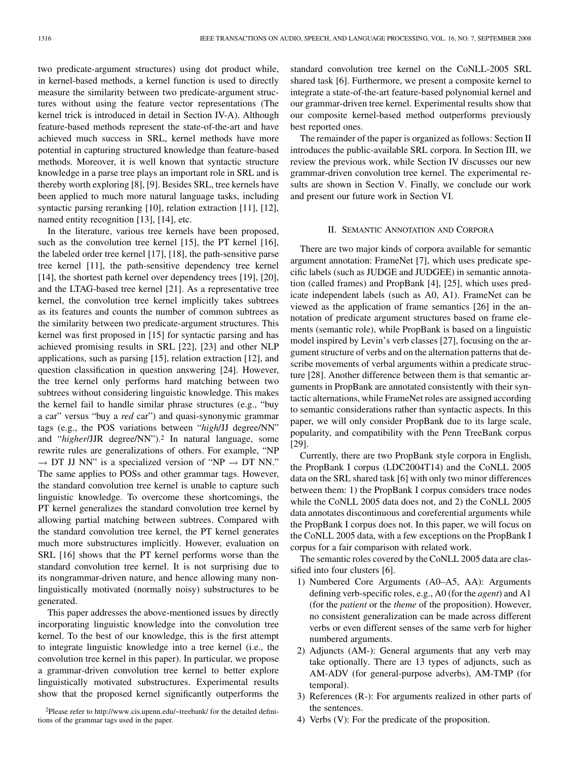two predicate-argument structures) using dot product while, in kernel-based methods, a kernel function is used to directly measure the similarity between two predicate-argument structures without using the feature vector representations (The kernel trick is introduced in detail in Section IV-A). Although feature-based methods represent the state-of-the-art and have achieved much success in SRL, kernel methods have more potential in capturing structured knowledge than feature-based methods. Moreover, it is well known that syntactic structure knowledge in a parse tree plays an important role in SRL and is thereby worth exploring [8], [9]. Besides SRL, tree kernels have been applied to much more natural language tasks, including syntactic parsing reranking [10], relation extraction [11], [12], named entity recognition [13], [14], etc.

In the literature, various tree kernels have been proposed, such as the convolution tree kernel [15], the PT kernel [16], the labeled order tree kernel [17], [18], the path-sensitive parse tree kernel [11], the path-sensitive dependency tree kernel [14], the shortest path kernel over dependency trees [19], [20], and the LTAG-based tree kernel [21]. As a representative tree kernel, the convolution tree kernel implicitly takes subtrees as its features and counts the number of common subtrees as the similarity between two predicate-argument structures. This kernel was first proposed in [15] for syntactic parsing and has achieved promising results in SRL [22], [23] and other NLP applications, such as parsing [15], relation extraction [12], and question classification in question answering [24]. However, the tree kernel only performs hard matching between two subtrees without considering linguistic knowledge. This makes the kernel fail to handle similar phrase structures (e.g., "buy a car" versus "buy a *red* car") and quasi-synonymic grammar tags (e.g., the POS variations between "*high*/JJ degree/NN" and "*higher*/JJR degree/NN").[2] In natural language, some rewrite rules are generalizations of others. For example, "NP $\rightarrow$ DT JJ NN" is a specialized version of "NP $\rightarrow$ DT NN." The same applies to POSs and other grammar tags. However, the standard convolution tree kernel is unable to capture such linguistic knowledge. To overcome these shortcomings, the PT kernel generalizes the standard convolution tree kernel by allowing partial matching between subtrees. Compared with the standard convolution tree kernel, the PT kernel generates much more substructures implicitly. However, evaluation on SRL [16] shows that the PT kernel performs worse than the standard convolution tree kernel. It is not surprising due to its nongrammar-driven nature, and hence allowing many non-linguistically motivated (normally noisy) substructures to be generated.

This paper addresses the above-mentioned issues by directly incorporating linguistic knowledge into the convolution tree kernel. To the best of our knowledge, this is the first attempt to integrate linguistic knowledge into a tree kernel (i.e., the convolution tree kernel in this paper). In particular, we propose a grammar-driven convolution tree kernel to better explore linguistically motivated substructures. Experimental results show that the proposed kernel significantly outperforms the standard convolution tree kernel on the CoNLL-2005 SRL shared task [6]. Furthermore, we present a composite kernel to integrate a state-of-the-art feature-based polynomial kernel and our grammar-driven tree kernel. Experimental results show that our composite kernel-based method outperforms previously best reported ones.

The remainder of the paper is organized as follows: Section II introduces the public-available SRL corpora. In Section III, we review the previous work, while Section IV discusses our new grammar-driven convolution tree kernel. The experimental results are shown in Section V. Finally, we conclude our work and present our future work in Section VI.

[2]Please refer to http://www.cis.upenn.edu/~treebank/ for the detailed definitions of the grammar tags used in the paper.

## II. Semantic Annotation and Corpora

There are two major kinds of corpora available for semantic argument annotation: FrameNet [7], which uses predicate specific labels (such as JUDGE and JUDGEE) in semantic annotation (called frames) and PropBank [4], [25], which uses predicate independent labels (such as A0, A1). FrameNet can be viewed as the application of frame semantics [26] in the annotation of predicate argument structures based on frame elements (semantic role), while PropBank is based on a linguistic model inspired by Levin's verb classes [27], focusing on the argument structure of verbs and on the alternation patterns that describe movements of verbal arguments within a predicate structure [28]. Another difference between them is that semantic arguments in PropBank are annotated consistently with their syntactic alternations, while FrameNet roles are assigned according to semantic considerations rather than syntactic aspects. In this paper, we will only consider PropBank due to its large scale, popularity, and compatibility with the Penn TreeBank corpus [29].

Currently, there are two PropBank style corpora in English, the PropBank I corpus (LDC2004T14) and the CoNLL 2005 data on the SRL shared task [6] with only two minor differences between them: 1) the PropBank I corpus considers trace nodes while the CoNLL 2005 data does not, and 2) the CoNLL 2005 data annotates discontinuous and coreferential arguments while the PropBank I corpus does not. In this paper, we will focus on the CoNLL 2005 data, with a few exceptions on the PropBank I corpus for a fair comparison with related work.

The semantic roles covered by the CoNLL 2005 data are classified into four clusters [6].

1) Numbered Core Arguments (A0–A5, AA): Arguments defining verb-specific roles, e.g., A0 (for the *agent*) and A1 (for the *patient* or the *theme* of the proposition). However, no consistent generalization can be made across different verbs or even different senses of the same verb for higher numbered arguments.
2) Adjuncts (AM-): General arguments that any verb may take optionally. There are 13 types of adjuncts, such as AM-ADV (for general-purpose adverbs), AM-TMP (for temporal).
3) References (R-): For arguments realized in other parts of the sentences.
4) Verbs (V): For the predicate of the proposition.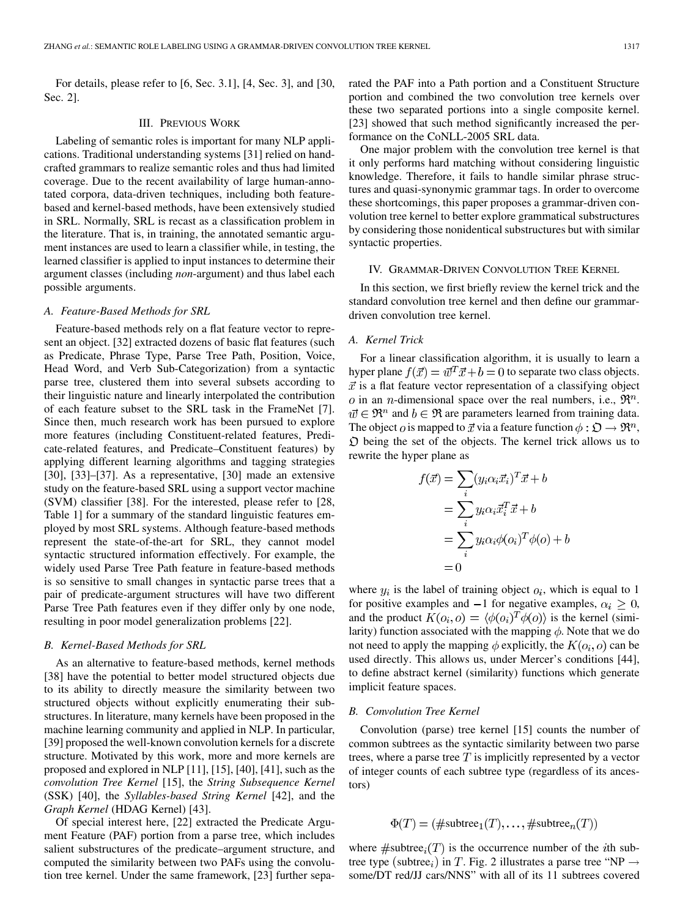For details, please refer to [6, Sec. 3.1], [4, Sec. 3], and [30, Sec. 2].

## III. Previous Work

Labeling of semantic roles is important for many NLP applications. Traditional understanding systems [31] relied on handcrafted grammars to realize semantic roles and thus had limited coverage. Due to the recent availability of large human-annotated corpora, data-driven techniques, including both feature-based and kernel-based methods, have been extensively studied in SRL. Normally, SRL is recast as a classification problem in the literature. That is, in training, the annotated semantic argument instances are used to learn a classifier while, in testing, the learned classifier is applied to input instances to determine their argument classes (including *non*-argument) and thus label each possible arguments.

### A. Feature-Based Methods for SRL

Feature-based methods rely on a flat feature vector to represent an object. [32] extracted dozens of basic flat features (such as Predicate, Phrase Type, Parse Tree Path, Position, Voice, Head Word, and Verb Sub-Categorization) from a syntactic parse tree, clustered them into several subsets according to their linguistic nature and linearly interpolated the contribution of each feature subset to the SRL task in the FrameNet [7]. Since then, much research work has been pursued to explore more features (including Constituent-related features, Predicate-related features, and Predicate–Constituent features) by applying different learning algorithms and tagging strategies [30], [33]–[37]. As a representative, [30] made an extensive study on the feature-based SRL using a support vector machine (SVM) classifier [38]. For the interested, please refer to [28, Table 1] for a summary of the standard linguistic features employed by most SRL systems. Although feature-based methods represent the state-of-the-art for SRL, they cannot model syntactic structured information effectively. For example, the widely used Parse Tree Path feature in feature-based methods is so sensitive to small changes in syntactic parse trees that a pair of predicate-argument structures will have two different Parse Tree Path features even if they differ only by one node, resulting in poor model generalization problems [22].

### B. Kernel-Based Methods for SRL

As an alternative to feature-based methods, kernel methods [38] have the potential to better model structured objects due to its ability to directly measure the similarity between two structured objects without explicitly enumerating their substructures. In literature, many kernels have been proposed in the machine learning community and applied in NLP. In particular, [39] proposed the well-known convolution kernels for a discrete structure. Motivated by this work, more and more kernels are proposed and explored in NLP [11], [15], [40], [41], such as the *convolution Tree Kernel* [15], the *String Subsequence Kernel* (SSK) [40], the *Syllables-based String Kernel* [42], and the *Graph Kernel* (HDAG Kernel) [43].

Of special interest here, [22] extracted the Predicate Argument Feature (PAF) portion from a parse tree, which includes salient substructures of the predicate–argument structure, and computed the similarity between two PAFs using the convolution tree kernel. Under the same framework, [23] further separated the PAF into a Path portion and a Constituent Structure portion and combined the two convolution tree kernels over these two separated portions into a single composite kernel. [23] showed that such method significantly increased the performance on the CoNLL-2005 SRL data.

One major problem with the convolution tree kernel is that it only performs hard matching without considering linguistic knowledge. Therefore, it fails to handle similar phrase structures and quasi-synonymic grammar tags. In order to overcome these shortcomings, this paper proposes a grammar-driven convolution tree kernel to better explore grammatical substructures by considering those nonidentical substructures but with similar syntactic properties.

## IV. Grammar-Driven Convolution Tree Kernel

In this section, we first briefly review the kernel trick and the standard convolution tree kernel and then define our grammar-driven convolution tree kernel.

### A. Kernel Trick

For a linear classification algorithm, it is usually to learn a hyper plane $f(\vec{x}) = \vec{w}^T\vec{x} + b = 0$ to separate two class objects. $\vec{x}$ is a flat feature vector representation of a classifying object $o$ in an $n$-dimensional space over the real numbers, i.e., $\mathfrak{R}^n$. $\vec{w} \in \mathfrak{R}^n$ and $b \in \mathfrak{R}$ are parameters learned from training data. The object $o$ is mapped to $\vec{x}$ via a feature function $\phi : \mathfrak{O} \rightarrow \mathfrak{R}^n$, $\mathfrak{O}$ being the set of the objects. The kernel trick allows us to rewrite the hyper plane as

$$
\begin{aligned}
f(\vec{x}) &= \sum_i (y_i \alpha_i \vec{x}_i)^T \vec{x} + b \\
&= \sum_i y_i \alpha_i \vec{x}_i^T \vec{x} + b \\
&= \sum_i y_i \alpha_i \phi(o_i)^T \phi(o) + b \\
&= 0
\end{aligned}
$$

where $y_i$ is the label of training object $o_i$, which is equal to 1 for positive examples and $-1$ for negative examples, $\alpha_i \geq 0$, and the product $K(o_i, o) = \langle \phi(o_i)^T \phi(o) \rangle$ is the kernel (similarity) function associated with the mapping $\phi$. Note that we do not need to apply the mapping $\phi$ explicitly, the $K(o_i, o)$ can be used directly. This allows us, under Mercer's conditions [44], to define abstract kernel (similarity) functions which generate implicit feature spaces.

### B. Convolution Tree Kernel

Convolution (parse) tree kernel [15] counts the number of common subtrees as the syntactic similarity between two parse trees, where a parse tree $T$ is implicitly represented by a vector of integer counts of each subtree type (regardless of its ancestors)

$$
\Phi(T) = (\#\text{subtree}_1(T), \ldots, \#\text{subtree}_n(T))
$$

where $\#\text{subtree}_i(T)$ is the occurrence number of the $i$th subtree type $(\text{subtree}_i)$ in $T$. Fig. 2 illustrates a parse tree "NP $\rightarrow$ some/DT red/JJ cars/NNS" with all of its 11 subtrees covered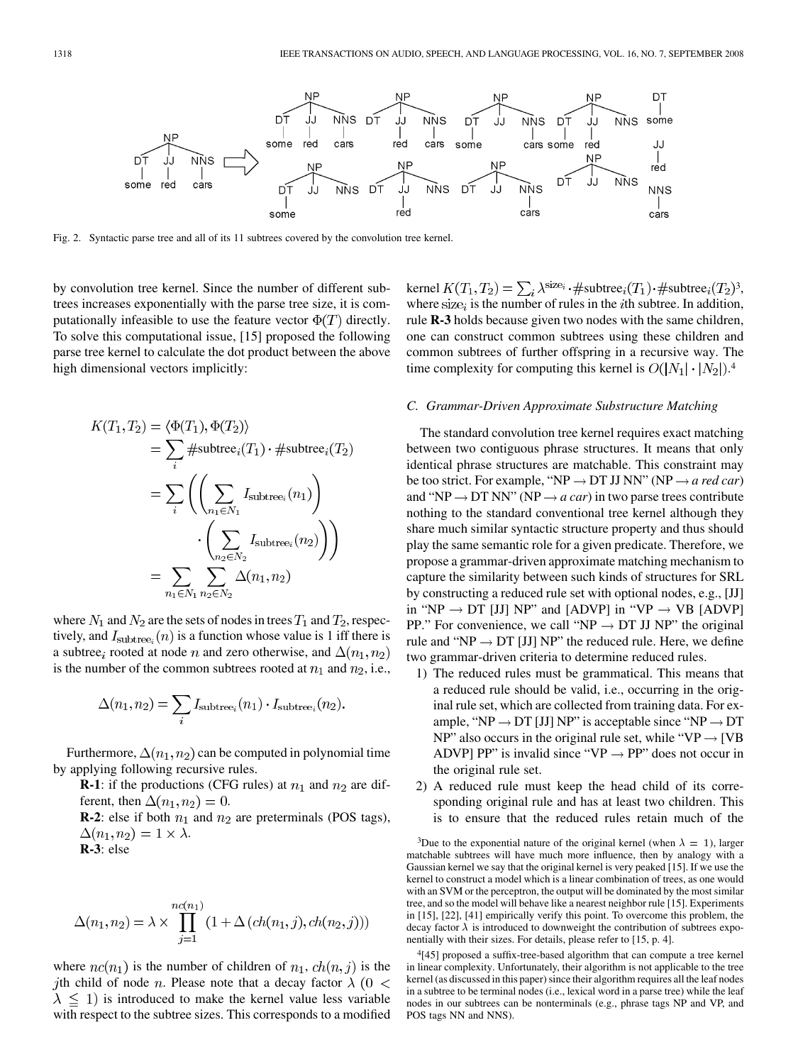Fig. 2. Syntactic parse tree and all of its 11 subtrees covered by the convolution tree kernel.

by convolution tree kernel. Since the number of different subtrees increases exponentially with the parse tree size, it is computationally infeasible to use the feature vector $\Phi(T)$ directly. To solve this computational issue, [15] proposed the following parse tree kernel to calculate the dot product between the above high dimensional vectors implicitly:

$$
\begin{aligned}
K(T_1, T_2) &= \langle \Phi(T_1), \Phi(T_2) \rangle \\
&= \sum_i \#\text{subtree}_i(T_1) \cdot \#\text{subtree}_i(T_2) \\
&= \sum_i \left( \left( \sum_{n_1 \in N_1} I_{\text{subtree}_i}(n_1) \right) \cdot \left( \sum_{n_2 \in N_2} I_{\text{subtree}_i}(n_2) \right) \right) \\
&= \sum_{n_1 \in N_1} \sum_{n_2 \in N_2} \Delta(n_1, n_2)
\end{aligned}
$$

where $N_1$ and $N_2$ are the sets of nodes in trees $T_1$ and $T_2$, respectively, and $I_{\text{subtree}_i}(n)$ is a function whose value is 1 iff there is a subtree$_i$ rooted at node $n$ and zero otherwise, and $\Delta(n_1, n_2)$ is the number of the common subtrees rooted at $n_1$ and $n_2$, i.e.,

$$
\Delta(n_1, n_2) = \sum_i I_{\text{subtree}_i}(n_1) \cdot I_{\text{subtree}_i}(n_2).
$$

Furthermore, $\Delta(n_1, n_2)$ can be computed in polynomial time by applying following recursive rules.

**R-1**: if the productions (CFG rules) at $n_1$ and $n_2$ are different, then $\Delta(n_1, n_2) = 0$.

**R-2**: else if both $n_1$ and $n_2$ are preterminals (POS tags), $\Delta(n_1, n_2) = 1 \times \lambda$.

**R-3**: else

$$
\Delta(n_1, n_2) = \lambda \times \prod_{j=1}^{nc(n_1)} (1 + \Delta(ch(n_1, j), ch(n_2, j)))
$$

where $nc(n_1)$ is the number of children of $n_1$, $ch(n, j)$ is the $j$th child of node $n$. Please note that a decay factor $\lambda$ ($0 < \lambda \leq 1$) is introduced to make the kernel value less variable with respect to the subtree sizes. This corresponds to a modified kernel $K(T_1, T_2) = \sum_i \lambda^{\text{size}_i} \cdot \#\text{subtree}_i(T_1) \cdot \#\text{subtree}_i(T_2)$[3], where $\text{size}_i$ is the number of rules in the $i$th subtree. In addition, rule **R-3** holds because given two nodes with the same children, one can construct common subtrees using these children and common subtrees of further offspring in a recursive way. The time complexity for computing this kernel is $O(|N_1| \cdot |N_2|)$.[4]

### C. Grammar-Driven Approximate Substructure Matching

The standard convolution tree kernel requires exact matching between two contiguous phrase structures. It means that only identical phrase structures are matchable. This constraint may be too strict. For example, "NP → DT JJ NN" (NP → *a red car*) and "NP → DT NN" (NP → *a car*) in two parse trees contribute nothing to the standard conventional tree kernel although they share much similar syntactic structure property and thus should play the same semantic role for a given predicate. Therefore, we propose a grammar-driven approximate matching mechanism to capture the similarity between such kinds of structures for SRL by constructing a reduced rule set with optional nodes, e.g., [JJ] in "NP → DT [JJ] NP" and [ADVP] in "VP → VB [ADVP] PP." For convenience, we call "NP → DT JJ NP" the original rule and "NP → DT [JJ] NP" the reduced rule. Here, we define two grammar-driven criteria to determine reduced rules.

1) The reduced rules must be grammatical. This means that a reduced rule should be valid, i.e., occurring in the original rule set, which are collected from training data. For example, "NP → DT [JJ] NP" is acceptable since "NP → DT NP" also occurs in the original rule set, while "VP → [VB ADVP] PP" is invalid since "VP → PP" does not occur in the original rule set.
2) A reduced rule must keep the head child of its corresponding original rule and has at least two children. This is to ensure that the reduced rules retain much of the

[3]Due to the exponential nature of the original kernel (when $\lambda = 1$), larger matchable subtrees will have much more influence, then by analogy with a Gaussian kernel we say that the original kernel is very peaked [15]. If we use the kernel to construct a model which is a linear combination of trees, as one would with an SVM or the perceptron, the output will be dominated by the most similar tree, and so the model will behave like a nearest neighbor rule [15]. Experiments in [15], [22], [41] empirically verify this point. To overcome this problem, the decay factor $\lambda$ is introduced to downweight the contribution of subtrees exponentially with their sizes. For details, please refer to [15, p. 4].

[4][45] proposed a suffix-tree-based algorithm that can compute a tree kernel in linear complexity. Unfortunately, their algorithm is not applicable to the tree kernel (as discussed in this paper) since their algorithm requires all the leaf nodes in a subtree to be terminal nodes (i.e., lexical word in a parse tree) while the leaf nodes in our subtrees can be nonterminals (e.g., phrase tags NP and VP, and POS tags NN and NNS).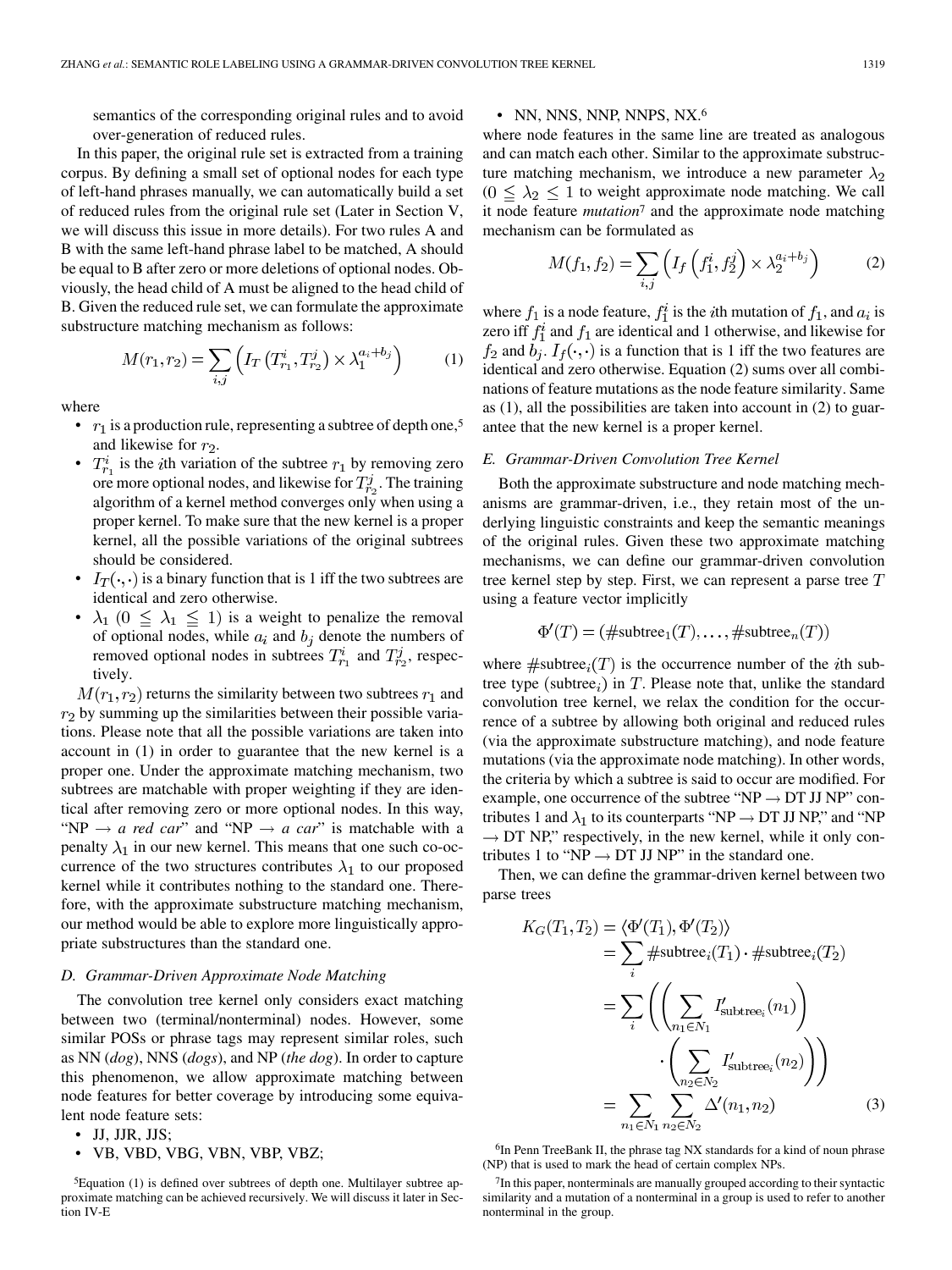semantics of the corresponding original rules and to avoid over-generation of reduced rules.

In this paper, the original rule set is extracted from a training corpus. By defining a small set of optional nodes for each type of left-hand phrases manually, we can automatically build a set of reduced rules from the original rule set (Later in Section V, we will discuss this issue in more details). For two rules A and B with the same left-hand phrase label to be matched, A should be equal to B after zero or more deletions of optional nodes. Obviously, the head child of A must be aligned to the head child of B. Given the reduced rule set, we can formulate the approximate substructure matching mechanism as follows:

$$M(r_1, r_2) = \sum_{i,j} \left( I_T\left(T_{r_1}^i, T_{r_2}^j\right) \times \lambda_1^{a_i + b_j} \right) \tag{1}$$

where

- $r_1$ is a production rule, representing a subtree of depth one,[5] and likewise for $r_2$.
- $T_{r_1}^i$ is the $i$th variation of the subtree $r_1$ by removing zero ore more optional nodes, and likewise for $T_{r_2}^j$. The training algorithm of a kernel method converges only when using a proper kernel. To make sure that the new kernel is a proper kernel, all the possible variations of the original subtrees should be considered.
- $I_T(\cdot,\cdot)$ is a binary function that is 1 iff the two subtrees are identical and zero otherwise.
- $\lambda_1$ $(0 \leqq \lambda_1 \leqq 1)$ is a weight to penalize the removal of optional nodes, while $a_i$ and $b_j$ denote the numbers of removed optional nodes in subtrees $T_{r_1}^i$ and $T_{r_2}^j$, respectively.

$M(r_1, r_2)$ returns the similarity between two subtrees $r_1$ and $r_2$ by summing up the similarities between their possible variations. Please note that all the possible variations are taken into account in (1) in order to guarantee that the new kernel is a proper one. Under the approximate matching mechanism, two subtrees are matchable with proper weighting if they are identical after removing zero or more optional nodes. In this way, "NP $\rightarrow$ *a red car*" and "NP $\rightarrow$ *a car*" is matchable with a penalty $\lambda_1$ in our new kernel. This means that one such co-occurrence of the two structures contributes $\lambda_1$ to our proposed kernel while it contributes nothing to the standard one. Therefore, with the approximate substructure matching mechanism, our method would be able to explore more linguistically appropriate substructures than the standard one.

### D. Grammar-Driven Approximate Node Matching

The convolution tree kernel only considers exact matching between two (terminal/nonterminal) nodes. However, some similar POSs or phrase tags may represent similar roles, such as NN (*dog*), NNS (*dogs*), and NP (*the dog*). In order to capture this phenomenon, we allow approximate matching between node features for better coverage by introducing some equivalent node feature sets:

- JJ, JJR, JJS;
- VB, VBD, VBG, VBN, VBP, VBZ;
- NN, NNS, NNP, NNPS, NX.[6]

where node features in the same line are treated as analogous and can match each other. Similar to the approximate substructure matching mechanism, we introduce a new parameter $\lambda_2$ $(0 \leqq \lambda_2 \leqq 1$ to weight approximate node matching. We call it node feature *mutation*[7] and the approximate node matching mechanism can be formulated as

$$M(f_1, f_2) = \sum_{i,j} \left( I_f\left(f_1^i, f_2^j\right) \times \lambda_2^{a_i + b_j} \right) \tag{2}$$

where $f_1$ is a node feature, $f_1^i$ is the $i$th mutation of $f_1$, and $a_i$ is zero iff $f_1^i$ and $f_1$ are identical and 1 otherwise, and likewise for $f_2$ and $b_j$. $I_f(\cdot,\cdot)$ is a function that is 1 iff the two features are identical and zero otherwise. Equation (2) sums over all combinations of feature mutations as the node feature similarity. Same as (1), all the possibilities are taken into account in (2) to guarantee that the new kernel is a proper kernel.

### E. Grammar-Driven Convolution Tree Kernel

Both the approximate substructure and node matching mechanisms are grammar-driven, i.e., they retain most of the underlying linguistic constraints and keep the semantic meanings of the original rules. Given these two approximate matching mechanisms, we can define our grammar-driven convolution tree kernel step by step. First, we can represent a parse tree $T$ using a feature vector implicitly

$$\Phi'(T) = (\#\text{subtree}_1(T), \ldots, \#\text{subtree}_n(T))$$

where $\#\text{subtree}_i(T)$ is the occurrence number of the $i$th subtree type $(\text{subtree}_i)$ in $T$. Please note that, unlike the standard convolution tree kernel, we relax the condition for the occurrence of a subtree by allowing both original and reduced rules (via the approximate substructure matching), and node feature mutations (via the approximate node matching). In other words, the criteria by which a subtree is said to occur are modified. For example, one occurrence of the subtree "NP $\rightarrow$ DT JJ NP" contributes 1 and $\lambda_1$ to its counterparts "NP $\rightarrow$ DT JJ NP," and "NP $\rightarrow$ DT NP," respectively, in the new kernel, while it only contributes 1 to "NP $\rightarrow$ DT JJ NP" in the standard one.

Then, we can define the grammar-driven kernel between two parse trees

$$\begin{aligned}
K_G(T_1, T_2) &= \langle \Phi'(T_1), \Phi'(T_2) \rangle \\
&= \sum_i \#\text{subtree}_i(T_1) \cdot \#\text{subtree}_i(T_2) \\
&= \sum_i \left( \left( \sum_{n_1 \in N_1} I'_{\text{subtree}_i}(n_1) \right) \cdot \left( \sum_{n_2 \in N_2} I'_{\text{subtree}_i}(n_2) \right) \right) \\
&= \sum_{n_1 \in N_1} \sum_{n_2 \in N_2} \Delta'(n_1, n_2)
\end{aligned} \tag{3}$$

[5]Equation (1) is defined over subtrees of depth one. Multilayer subtree approximate matching can be achieved recursively. We will discuss it later in Section IV-E

[6]In Penn TreeBank II, the phrase tag NX standards for a kind of noun phrase (NP) that is used to mark the head of certain complex NPs.

[7]In this paper, nonterminals are manually grouped according to their syntactic similarity and a mutation of a nonterminal in a group is used to refer to another nonterminal in the group.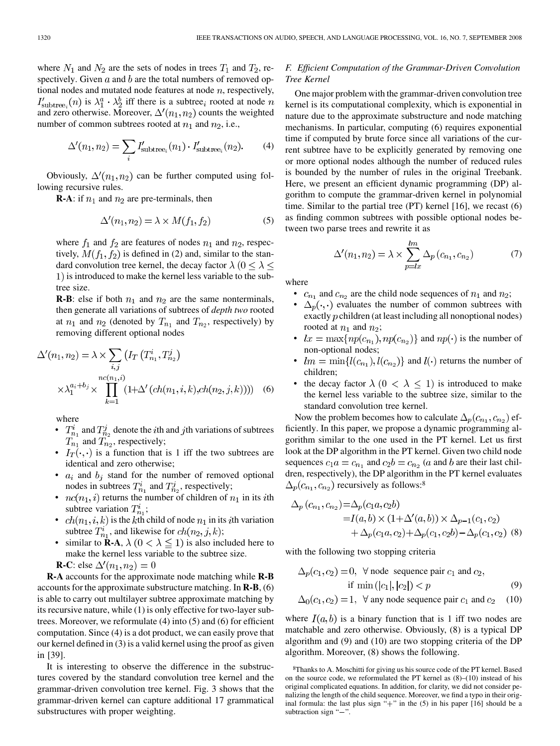where $N_1$ and $N_2$ are the sets of nodes in trees $T_1$ and $T_2$, respectively. Given $a$ and $b$ are the total numbers of removed optional nodes and mutated node features at node $n$, respectively, $I'_{\text{subtree}_i}(n)$ is $\lambda_1^a \cdot \lambda_2^b$ iff there is a subtree$_i$ rooted at node $n$ and zero otherwise. Moreover, $\Delta'(n_1, n_2)$ counts the weighted number of common subtrees rooted at $n_1$ and $n_2$, i.e.,

$$\Delta'(n_1, n_2) = \sum_i I'_{\text{subtree}_i}(n_1) \cdot I'_{\text{subtree}_i}(n_2). \tag{4}$$

Obviously, $\Delta'(n_1, n_2)$ can be further computed using following recursive rules.

**R-A**: if $n_1$ and $n_2$ are pre-terminals, then

$$\Delta'(n_1, n_2) = \lambda \times M(f_1, f_2) \tag{5}$$

where $f_1$ and $f_2$ are features of nodes $n_1$ and $n_2$, respectively, $M(f_1, f_2)$ is defined in (2) and, similar to the standard convolution tree kernel, the decay factor $\lambda$ $(0 \leq \lambda \leq 1)$ is introduced to make the kernel less variable to the subtree size.

**R-B**: else if both $n_1$ and $n_2$ are the same nonterminals, then generate all variations of subtrees of *depth two* rooted at $n_1$ and $n_2$ (denoted by $T_{n_1}$ and $T_{n_2}$, respectively) by removing different optional nodes

$$\Delta'(n_1, n_2) = \lambda \times \sum_{i,j} \left( I_T\left(T_{n_1}^i, T_{n_2}^j\right) \times \lambda_1^{a_i + b_j} \times \prod_{k=1}^{nc(n_1,i)} (1 + \Delta'(ch(n_1, i, k), ch(n_2, j, k))) \right) \tag{6}$$

where

- $T_{n_1}^i$ and $T_{n_2}^j$ denote the $i$th and $j$th variations of subtrees $T_{n_1}$ and $T_{n_2}$, respectively;
- $I_T(\cdot, \cdot)$ is a function that is 1 iff the two subtrees are identical and zero otherwise;
- $a_i$ and $b_j$ stand for the number of removed optional nodes in subtrees $T_{n_1}^i$ and $T_{n_2}^j$, respectively;
- $nc(n_1, i)$ returns the number of children of $n_1$ in its $i$th subtree variation $T_{n_1}^i$;
- $ch(n_1, i, k)$ is the $k$th child of node $n_1$ in its $i$th variation subtree $T_{n_1}^i$, and likewise for $ch(n_2, j, k)$;
- similar to **R-A**, $\lambda$ $(0 < \lambda \leqq 1)$ is also included here to make the kernel less variable to the subtree size.

**R-C**: else $\Delta'(n_1, n_2) = 0$

**R-A** accounts for the approximate node matching while **R-B** accounts for the approximate substructure matching. In **R-B**, (6) is able to carry out multilayer subtree approximate matching by its recursive nature, while (1) is only effective for two-layer subtrees. Moreover, we reformulate (4) into (5) and (6) for efficient computation. Since (4) is a dot product, we can easily prove that our kernel defined in (3) is a valid kernel using the proof as given in [39].

It is interesting to observe the difference in the substructures covered by the standard convolution tree kernel and the grammar-driven convolution tree kernel. Fig. 3 shows that the grammar-driven kernel can capture additional 17 grammatical substructures with proper weighting.

### F. Efficient Computation of the Grammar-Driven Convolution Tree Kernel

One major problem with the grammar-driven convolution tree kernel is its computational complexity, which is exponential in nature due to the approximate substructure and node matching mechanisms. In particular, computing (6) requires exponential time if computed by brute force since all variations of the current subtree have to be explicitly generated by removing one or more optional nodes although the number of reduced rules is bounded by the number of rules in the original Treebank. Here, we present an efficient dynamic programming (DP) algorithm to compute the grammar-driven kernel in polynomial time. Similar to the partial tree (PT) kernel [16], we recast (6) as finding common subtrees with possible optional nodes between two parse trees and rewrite it as

$$\Delta'(n_1, n_2) = \lambda \times \sum_{p=lx}^{lm} \Delta_p(c_{n_1}, c_{n_2}) \tag{7}$$

where

- $c_{n_1}$ and $c_{n_2}$ are the child node sequences of $n_1$ and $n_2$;
- $\Delta_p(\cdot, \cdot)$ evaluates the number of common subtrees with exactly $p$ children (at least including all nonoptional nodes) rooted at $n_1$ and $n_2$;
- $lx = \max\{np(c_{n_1}), np(c_{n_2})\}$ and $np(\cdot)$ is the number of non-optional nodes;
- $lm = \min\{l(c_{n_1}), l(c_{n_2})\}$ and $l(\cdot)$ returns the number of children;
- the decay factor $\lambda$ $(0 < \lambda \leq 1)$ is introduced to make the kernel less variable to the subtree size, similar to the standard convolution tree kernel.

Now the problem becomes how to calculate $\Delta_p(c_{n_1}, c_{n_2})$ efficiently. In this paper, we propose a dynamic programming algorithm similar to the one used in the PT kernel. Let us first look at the DP algorithm in the PT kernel. Given two child node sequences $c_1 a = c_{n_1}$ and $c_2 b = c_{n_2}$ ($a$ and $b$ are their last children, respectively), the DP algorithm in the PT kernel evaluates $\Delta_p(c_{n_1}, c_{n_2})$ recursively as follows:[8]

$$\begin{aligned} \Delta_p(c_{n_1}, c_{n_2}) &= \Delta_p(c_1 a, c_2 b) \\ &= I(a, b) \times (1 + \Delta'(a, b)) \times \Delta_{p-1}(c_1, c_2) \\ &\quad + \Delta_p(c_1 a, c_2) + \Delta_p(c_1, c_2 b) - \Delta_p(c_1, c_2) \end{aligned} \tag{8}$$

with the following two stopping criteria

$$\Delta_p(c_1, c_2) = 0, \ \forall \text{ node sequence pair } c_1 \text{ and } c_2, \text{ if } \min(|c_1|, |c_2|) < p \tag{9}$$

$$\Delta_0(c_1, c_2) = 1, \ \forall \text{ any node sequence pair } c_1 \text{ and } c_2 \tag{10}$$

where $I(a, b)$ is a binary function that is 1 iff two nodes are matchable and zero otherwise. Obviously, (8) is a typical DP algorithm and (9) and (10) are two stopping criteria of the DP algorithm. Moreover, (8) shows the following.

[8]Thanks to A. Moschitti for giving us his source code of the PT kernel. Based on the source code, we reformulated the PT kernel as (8)–(10) instead of his original complicated equations. In addition, for clarity, we did not consider penalizing the length of the child sequence. Moreover, we find a typo in their original formula: the last plus sign "+" in the (5) in his paper [16] should be a subtraction sign "−".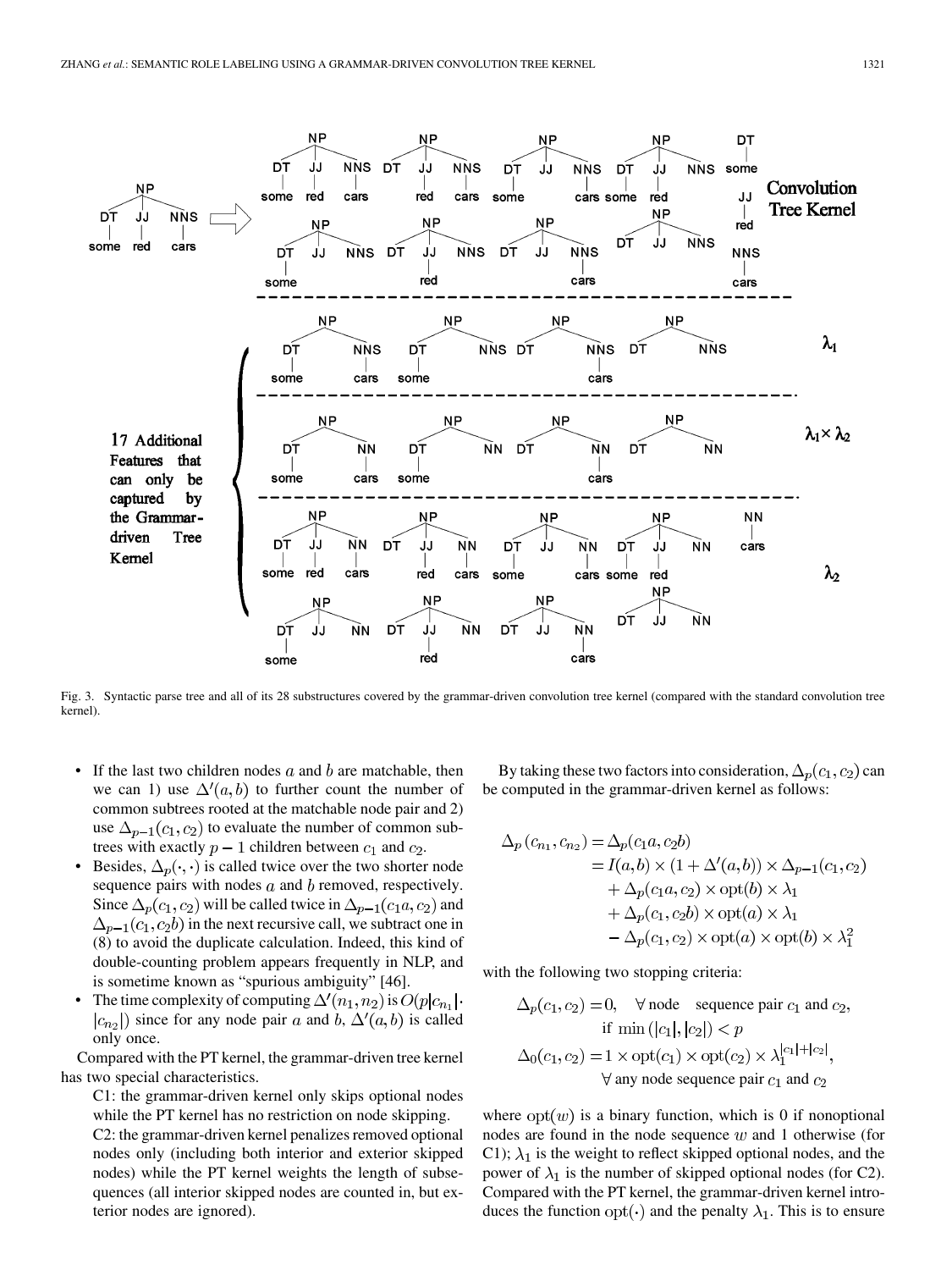Fig. 3. Syntactic parse tree and all of its 28 substructures covered by the grammar-driven convolution tree kernel (compared with the standard convolution tree kernel).

- If the last two children nodes $a$ and $b$ are matchable, then we can 1) use $\Delta'(a,b)$ to further count the number of common subtrees rooted at the matchable node pair and 2) use $\Delta_{p-1}(c_1, c_2)$ to evaluate the number of common subtrees with exactly $p-1$ children between $c_1$ and $c_2$.
- Besides, $\Delta_p(\cdot,\cdot)$ is called twice over the two shorter node sequence pairs with nodes $a$ and $b$ removed, respectively. Since $\Delta_p(c_1, c_2)$ will be called twice in $\Delta_{p-1}(c_1 a, c_2)$ and $\Delta_{p-1}(c_1, c_2 b)$ in the next recursive call, we subtract one in (8) to avoid the duplicate calculation. Indeed, this kind of double-counting problem appears frequently in NLP, and is sometime known as "spurious ambiguity" [46].
- The time complexity of computing $\Delta'(n_1, n_2)$ is $O(p|c_{n_1}| \cdot |c_{n_2}|)$ since for any node pair $a$ and $b$, $\Delta'(a,b)$ is called only once.

Compared with the PT kernel, the grammar-driven tree kernel has two special characteristics.

C1: the grammar-driven kernel only skips optional nodes while the PT kernel has no restriction on node skipping.

C2: the grammar-driven kernel penalizes removed optional nodes only (including both interior and exterior skipped nodes) while the PT kernel weights the length of subsequences (all interior skipped nodes are counted in, but exterior nodes are ignored).

By taking these two factors into consideration, $\Delta_p(c_1, c_2)$ can be computed in the grammar-driven kernel as follows:

$$
\begin{aligned}
\Delta_p(c_{n_1}, c_{n_2}) &= \Delta_p(c_1 a, c_2 b) \\
&= I(a,b) \times (1 + \Delta'(a,b)) \times \Delta_{p-1}(c_1, c_2) \\
&\quad + \Delta_p(c_1 a, c_2) \times \mathrm{opt}(b) \times \lambda_1 \\
&\quad + \Delta_p(c_1, c_2 b) \times \mathrm{opt}(a) \times \lambda_1 \\
&\quad - \Delta_p(c_1, c_2) \times \mathrm{opt}(a) \times \mathrm{opt}(b) \times \lambda_1^2
\end{aligned}
$$

with the following two stopping criteria:

$$
\begin{aligned}
\Delta_p(c_1, c_2) &= 0, \quad \forall \text{ node sequence pair } c_1 \text{ and } c_2, \\
&\qquad \text{if } \min(|c_1|, |c_2|) < p \\
\Delta_0(c_1, c_2) &= 1 \times \mathrm{opt}(c_1) \times \mathrm{opt}(c_2) \times \lambda_1^{|c_1| + |c_2|}, \\
&\qquad \forall \text{ any node sequence pair } c_1 \text{ and } c_2
\end{aligned}
$$

where $\mathrm{opt}(w)$ is a binary function, which is 0 if nonoptional nodes are found in the node sequence $w$ and 1 otherwise (for C1); $\lambda_1$ is the weight to reflect skipped optional nodes, and the power of $\lambda_1$ is the number of skipped optional nodes (for C2). Compared with the PT kernel, the grammar-driven kernel introduces the function $\mathrm{opt}(\cdot)$ and the penalty $\lambda_1$. This is to ensure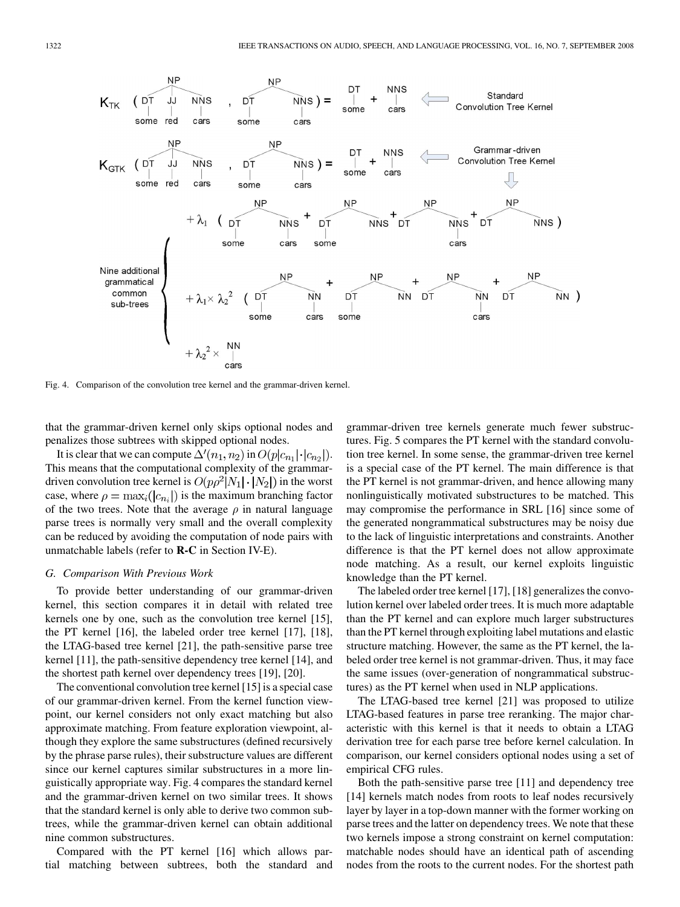Fig. 4. Comparison of the convolution tree kernel and the grammar-driven kernel.

that the grammar-driven kernel only skips optional nodes and penalizes those subtrees with skipped optional nodes.

It is clear that we can compute $\Delta'(n_1, n_2)$ in $O(p|c_{n_1}|\cdot|c_{n_2}|)$. This means that the computational complexity of the grammar-driven convolution tree kernel is $O(p\rho^2|N_1|\cdot|N_2|)$ in the worst case, where $\rho = \max_i(|c_{n_i}|)$ is the maximum branching factor of the two trees. Note that the average $\rho$ in natural language parse trees is normally very small and the overall complexity can be reduced by avoiding the computation of node pairs with unmatchable labels (refer to **R-C** in Section IV-E).

### G. Comparison With Previous Work

To provide better understanding of our grammar-driven kernel, this section compares it in detail with related tree kernels one by one, such as the convolution tree kernel [15], the PT kernel [16], the labeled order tree kernel [17], [18], the LTAG-based tree kernel [21], the path-sensitive parse tree kernel [11], the path-sensitive dependency tree kernel [14], and the shortest path kernel over dependency trees [19], [20].

The conventional convolution tree kernel [15] is a special case of our grammar-driven kernel. From the kernel function viewpoint, our kernel considers not only exact matching but also approximate matching. From feature exploration viewpoint, although they explore the same substructures (defined recursively by the phrase parse rules), their substructure values are different since our kernel captures similar substructures in a more linguistically appropriate way. Fig. 4 compares the standard kernel and the grammar-driven kernel on two similar trees. It shows that the standard kernel is only able to derive two common subtrees, while the grammar-driven kernel can obtain additional nine common substructures.

Compared with the PT kernel [16] which allows partial matching between subtrees, both the standard and grammar-driven tree kernels generate much fewer substructures. Fig. 5 compares the PT kernel with the standard convolution tree kernel. In some sense, the grammar-driven tree kernel is a special case of the PT kernel. The main difference is that the PT kernel is not grammar-driven, and hence allowing many nonlinguistically motivated substructures to be matched. This may compromise the performance in SRL [16] since some of the generated nongrammatical substructures may be noisy due to the lack of linguistic interpretations and constraints. Another difference is that the PT kernel does not allow approximate node matching. As a result, our kernel exploits linguistic knowledge than the PT kernel.

The labeled order tree kernel [17], [18] generalizes the convolution kernel over labeled order trees. It is much more adaptable than the PT kernel and can explore much larger substructures than the PT kernel through exploiting label mutations and elastic structure matching. However, the same as the PT kernel, the labeled order tree kernel is not grammar-driven. Thus, it may face the same issues (over-generation of nongrammatical substructures) as the PT kernel when used in NLP applications.

The LTAG-based tree kernel [21] was proposed to utilize LTAG-based features in parse tree reranking. The major characteristic with this kernel is that it needs to obtain a LTAG derivation tree for each parse tree before kernel calculation. In comparison, our kernel considers optional nodes using a set of empirical CFG rules.

Both the path-sensitive parse tree [11] and dependency tree [14] kernels match nodes from roots to leaf nodes recursively layer by layer in a top-down manner with the former working on parse trees and the latter on dependency trees. We note that these two kernels impose a strong constraint on kernel computation: matchable nodes should have an identical path of ascending nodes from the roots to the current nodes. For the shortest path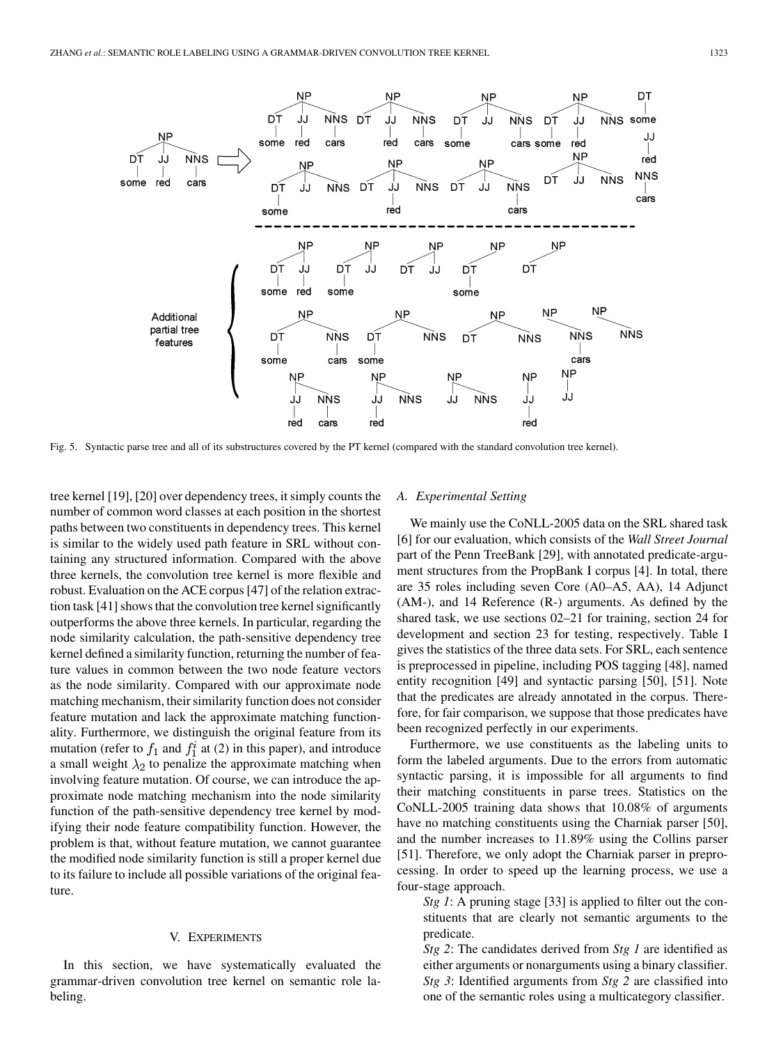Fig. 5. Syntactic parse tree and all of its substructures covered by the PT kernel (compared with the standard convolution tree kernel).

tree kernel [19], [20] over dependency trees, it simply counts the number of common word classes at each position in the shortest paths between two constituents in dependency trees. This kernel is similar to the widely used path feature in SRL without containing any structured information. Compared with the above three kernels, the convolution tree kernel is more flexible and robust. Evaluation on the ACE corpus [47] of the relation extraction task [41] shows that the convolution tree kernel significantly outperforms the above three kernels. In particular, regarding the node similarity calculation, the path-sensitive dependency tree kernel defined a similarity function, returning the number of feature values in common between the two node feature vectors as the node similarity. Compared with our approximate node matching mechanism, their similarity function does not consider feature mutation and lack the approximate matching functionality. Furthermore, we distinguish the original feature from its mutation (refer to $f_1$ and $f_1^i$ at (2) in this paper), and introduce a small weight $\lambda_2$ to penalize the approximate matching when involving feature mutation. Of course, we can introduce the approximate node matching mechanism into the node similarity function of the path-sensitive dependency tree kernel by modifying their node feature compatibility function. However, the problem is that, without feature mutation, we cannot guarantee the modified node similarity function is still a proper kernel due to its failure to include all possible variations of the original feature.

## V. Experiments

In this section, we have systematically evaluated the grammar-driven convolution tree kernel on semantic role labeling.

### A. Experimental Setting

We mainly use the CoNLL-2005 data on the SRL shared task [6] for our evaluation, which consists of the *Wall Street Journal* part of the Penn TreeBank [29], with annotated predicate-argument structures from the PropBank I corpus [4]. In total, there are 35 roles including seven Core (A0–A5, AA), 14 Adjunct (AM-), and 14 Reference (R-) arguments. As defined by the shared task, we use sections 02–21 for training, section 24 for development and section 23 for testing, respectively. Table I gives the statistics of the three data sets. For SRL, each sentence is preprocessed in pipeline, including POS tagging [48], named entity recognition [49] and syntactic parsing [50], [51]. Note that the predicates are already annotated in the corpus. Therefore, for fair comparison, we suppose that those predicates have been recognized perfectly in our experiments.

Furthermore, we use constituents as the labeling units to form the labeled arguments. Due to the errors from automatic syntactic parsing, it is impossible for all arguments to find their matching constituents in parse trees. Statistics on the CoNLL-2005 training data shows that 10.08% of arguments have no matching constituents using the Charniak parser [50], and the number increases to 11.89% using the Collins parser [51]. Therefore, we only adopt the Charniak parser in preprocessing. In order to speed up the learning process, we use a four-stage approach.

*Stg 1*: A pruning stage [33] is applied to filter out the constituents that are clearly not semantic arguments to the predicate.

*Stg 2*: The candidates derived from *Stg 1* are identified as either arguments or nonarguments using a binary classifier.

*Stg 3*: Identified arguments from *Stg 2* are classified into one of the semantic roles using a multicategory classifier.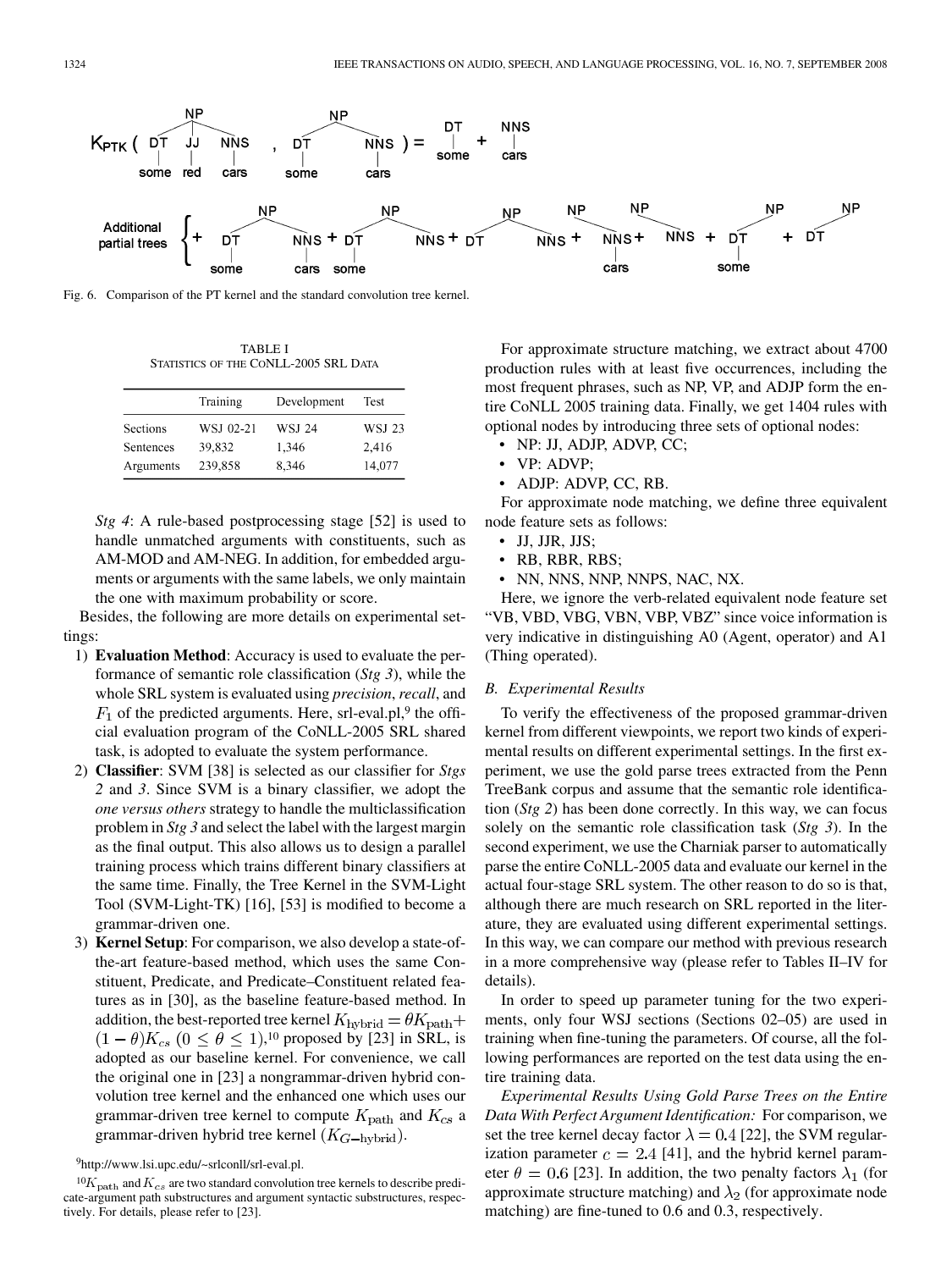Fig. 6. Comparison of the PT kernel and the standard convolution tree kernel.

TABLE I
STATISTICS OF THE CoNLL-2005 SRL DATA

| | Training | Development | Test |
|---|---|---|---|
| Sections | WSJ 02-21 | WSJ 24 | WSJ 23 |
| Sentences | 39,832 | 1,346 | 2,416 |
| Arguments | 239,858 | 8,346 | 14,077 |

*Stg 4*: A rule-based postprocessing stage [52] is used to handle unmatched arguments with constituents, such as AM-MOD and AM-NEG. In addition, for embedded arguments or arguments with the same labels, we only maintain the one with maximum probability or score.

Besides, the following are more details on experimental settings:

1) **Evaluation Method**: Accuracy is used to evaluate the performance of semantic role classification (*Stg 3*), while the whole SRL system is evaluated using *precision*, *recall*, and $F_1$ of the predicted arguments. Here, srl-eval.pl,[9] the official evaluation program of the CoNLL-2005 SRL shared task, is adopted to evaluate the system performance.
2) **Classifier**: SVM [38] is selected as our classifier for *Stgs 2* and *3*. Since SVM is a binary classifier, we adopt the *one versus others* strategy to handle the multiclassification problem in *Stg 3* and select the label with the largest margin as the final output. This also allows us to design a parallel training process which trains different binary classifiers at the same time. Finally, the Tree Kernel in the SVM-Light Tool (SVM-Light-TK) [16], [53] is modified to become a grammar-driven one.
3) **Kernel Setup**: For comparison, we also develop a state-of-the-art feature-based method, which uses the same Constituent, Predicate, and Predicate–Constituent related features as in [30], as the baseline feature-based method. In addition, the best-reported tree kernel $K_{\text{hybrid}} = \theta K_{\text{path}} + (1-\theta)K_{cs}$ $(0 \leq \theta \leq 1)$,[10] proposed by [23] in SRL, is adopted as our baseline kernel. For convenience, we call the original one in [23] a nongrammar-driven hybrid convolution tree kernel and the enhanced one which uses our grammar-driven tree kernel to compute $K_{\text{path}}$ and $K_{cs}$ a grammar-driven hybrid tree kernel $(K_{G-\text{hybrid}})$.

[9] http://www.lsi.upc.edu/~srlconll/srl-eval.pl.

[10] $K_{\text{path}}$ and $K_{cs}$ are two standard convolution tree kernels to describe predicate-argument path substructures and argument syntactic substructures, respectively. For details, please refer to [23].

For approximate structure matching, we extract about 4700 production rules with at least five occurrences, including the most frequent phrases, such as NP, VP, and ADJP form the entire CoNLL 2005 training data. Finally, we get 1404 rules with optional nodes by introducing three sets of optional nodes:

- NP: JJ, ADJP, ADVP, CC;
- VP: ADVP;
- ADJP: ADVP, CC, RB.

For approximate node matching, we define three equivalent node feature sets as follows:

- JJ, JJR, JJS;
- RB, RBR, RBS;
- NN, NNS, NNP, NNPS, NAC, NX.

Here, we ignore the verb-related equivalent node feature set "VB, VBD, VBG, VBN, VBP, VBZ" since voice information is very indicative in distinguishing A0 (Agent, operator) and A1 (Thing operated).

### B. Experimental Results

To verify the effectiveness of the proposed grammar-driven kernel from different viewpoints, we report two kinds of experimental results on different experimental settings. In the first experiment, we use the gold parse trees extracted from the Penn TreeBank corpus and assume that the semantic role identification (*Stg 2*) has been done correctly. In this way, we can focus solely on the semantic role classification task (*Stg 3*). In the second experiment, we use the Charniak parser to automatically parse the entire CoNLL-2005 data and evaluate our kernel in the actual four-stage SRL system. The other reason to do so is that, although there are much research on SRL reported in the literature, they are evaluated using different experimental settings. In this way, we can compare our method with previous research in a more comprehensive way (please refer to Tables II–IV for details).

In order to speed up parameter tuning for the two experiments, only four WSJ sections (Sections 02–05) are used in training when fine-tuning the parameters. Of course, all the following performances are reported on the test data using the entire training data.

*Experimental Results Using Gold Parse Trees on the Entire Data With Perfect Argument Identification:* For comparison, we set the tree kernel decay factor $\lambda = 0.4$ [22], the SVM regularization parameter $c = 2.4$ [41], and the hybrid kernel parameter $\theta = 0.6$ [23]. In addition, the two penalty factors $\lambda_1$ (for approximate structure matching) and $\lambda_2$ (for approximate node matching) are fine-tuned to 0.6 and 0.3, respectively.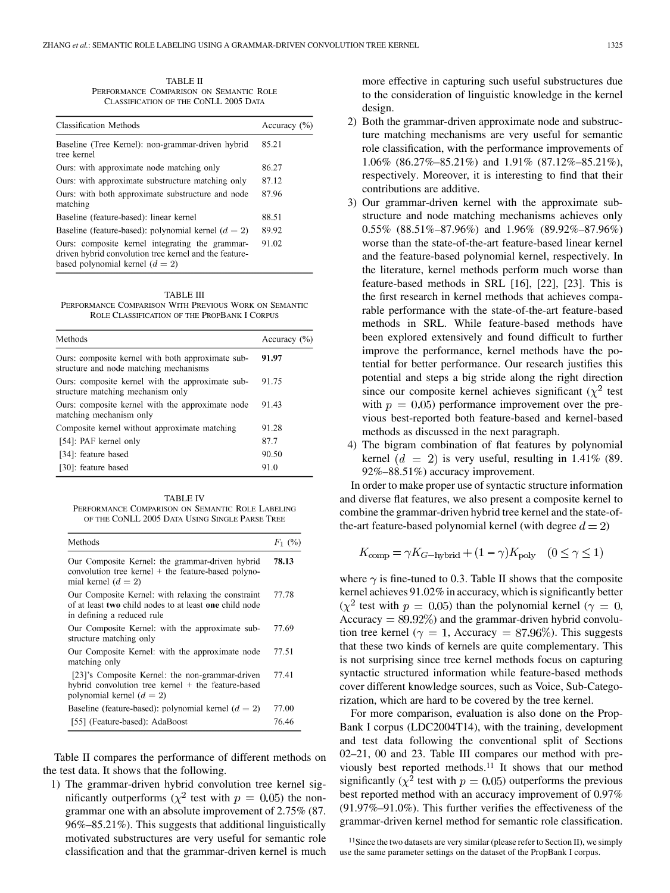TABLE II
PERFORMANCE COMPARISON ON SEMANTIC ROLE CLASSIFICATION OF THE CONLL 2005 DATA

| Classification Methods | Accuracy (%) |
|---|---|
| Baseline (Tree Kernel): non-grammar-driven hybrid tree kernel | 85.21 |
| Ours: with approximate node matching only | 86.27 |
| Ours: with approximate substructure matching only | 87.12 |
| Ours: with both approximate substructure and node matching | 87.96 |
| Baseline (feature-based): linear kernel | 88.51 |
| Baseline (feature-based): polynomial kernel ($d = 2$) | 89.92 |
| Ours: composite kernel integrating the grammar-driven hybrid convolution tree kernel and the feature-based polynomial kernel ($d = 2$) | 91.02 |

TABLE III
PERFORMANCE COMPARISON WITH PREVIOUS WORK ON SEMANTIC ROLE CLASSIFICATION OF THE PROPBANK I CORPUS

| Methods | Accuracy (%) |
|---|---|
| Ours: composite kernel with both approximate substructure and node matching mechanisms | **91.97** |
| Ours: composite kernel with the approximate substructure matching mechanism only | 91.75 |
| Ours: composite kernel with the approximate node matching mechanism only | 91.43 |
| Composite kernel without approximate matching | 91.28 |
| [54]: PAF kernel only | 87.7 |
| [34]: feature based | 90.50 |
| [30]: feature based | 91.0 |

TABLE IV
PERFORMANCE COMPARISON ON SEMANTIC ROLE LABELING OF THE CONLL 2005 DATA USING SINGLE PARSE TREE

| Methods | $F_1$ (%) |
|---|---|
| Our Composite Kernel: the grammar-driven hybrid convolution tree kernel + the feature-based polynomial kernel ($d = 2$) | **78.13** |
| Our Composite Kernel: with relaxing the constraint of at least **two** child nodes to at least **one** child node in defining a reduced rule | 77.78 |
| Our Composite Kernel: with the approximate substructure matching only | 77.69 |
| Our Composite Kernel: with the approximate node matching only | 77.51 |
| [23]'s Composite Kernel: the non-grammar-driven hybrid convolution tree kernel + the feature-based polynomial kernel ($d = 2$) | 77.41 |
| Baseline (feature-based): polynomial kernel ($d = 2$) | 77.00 |
| [55] (Feature-based): AdaBoost | 76.46 |

Table II compares the performance of different methods on the test data. It shows that the following.

1) The grammar-driven hybrid convolution tree kernel significantly outperforms ($\chi^2$ test with $p = 0.05$) the non-grammar one with an absolute improvement of 2.75% (87.96%–85.21%). This suggests that additional linguistically motivated substructures are very useful for semantic role classification and that the grammar-driven kernel is much more effective in capturing such useful substructures due to the consideration of linguistic knowledge in the kernel design.
2) Both the grammar-driven approximate node and substructure matching mechanisms are very useful for semantic role classification, with the performance improvements of 1.06% (86.27%–85.21%) and 1.91% (87.12%–85.21%), respectively. Moreover, it is interesting to find that their contributions are additive.
3) Our grammar-driven kernel with the approximate substructure and node matching mechanisms achieves only 0.55% (88.51%–87.96%) and 1.96% (89.92%–87.96%) worse than the state-of-the-art feature-based linear kernel and the feature-based polynomial kernel, respectively. In the literature, kernel methods perform much worse than feature-based methods in SRL [16], [22], [23]. This is the first research in kernel methods that achieves comparable performance with the state-of-the-art feature-based methods in SRL. While feature-based methods have been explored extensively and found difficult to further improve the performance, kernel methods have the potential for better performance. Our research justifies this potential and steps a big stride along the right direction since our composite kernel achieves significant ($\chi^2$ test with $p = 0.05$) performance improvement over the previous best-reported both feature-based and kernel-based methods as discussed in the next paragraph.
4) The bigram combination of flat features by polynomial kernel $(d = 2)$ is very useful, resulting in 1.41% (89.92%–88.51%) accuracy improvement.

In order to make proper use of syntactic structure information and diverse flat features, we also present a composite kernel to combine the grammar-driven hybrid tree kernel and the state-of-the-art feature-based polynomial kernel (with degree $d = 2$)

$$K_{\text{comp}} = \gamma K_{G\text{-hybrid}} + (1 - \gamma) K_{\text{poly}} \quad (0 \leq \gamma \leq 1)$$

where $\gamma$ is fine-tuned to 0.3. Table II shows that the composite kernel achieves 91.02% in accuracy, which is significantly better ($\chi^2$ test with $p = 0.05$) than the polynomial kernel ($\gamma = 0$, Accuracy $= 89.92\%$) and the grammar-driven hybrid convolution tree kernel ($\gamma = 1$, Accuracy $= 87.96\%$). This suggests that these two kinds of kernels are quite complementary. This is not surprising since tree kernel methods focus on capturing syntactic structured information while feature-based methods cover different knowledge sources, such as Voice, Sub-Categorization, which are hard to be covered by the tree kernel.

For more comparison, evaluation is also done on the PropBank I corpus (LDC2004T14), with the training, development and test data following the conventional split of Sections 02–21, 00 and 23. Table III compares our method with previously best reported methods.[11] It shows that our method significantly ($\chi^2$ test with $p = 0.05$) outperforms the previous best reported method with an accuracy improvement of 0.97% (91.97%–91.0%). This further verifies the effectiveness of the grammar-driven kernel method for semantic role classification.

[11]Since the two datasets are very similar (please refer to Section II), we simply use the same parameter settings on the dataset of the PropBank I corpus.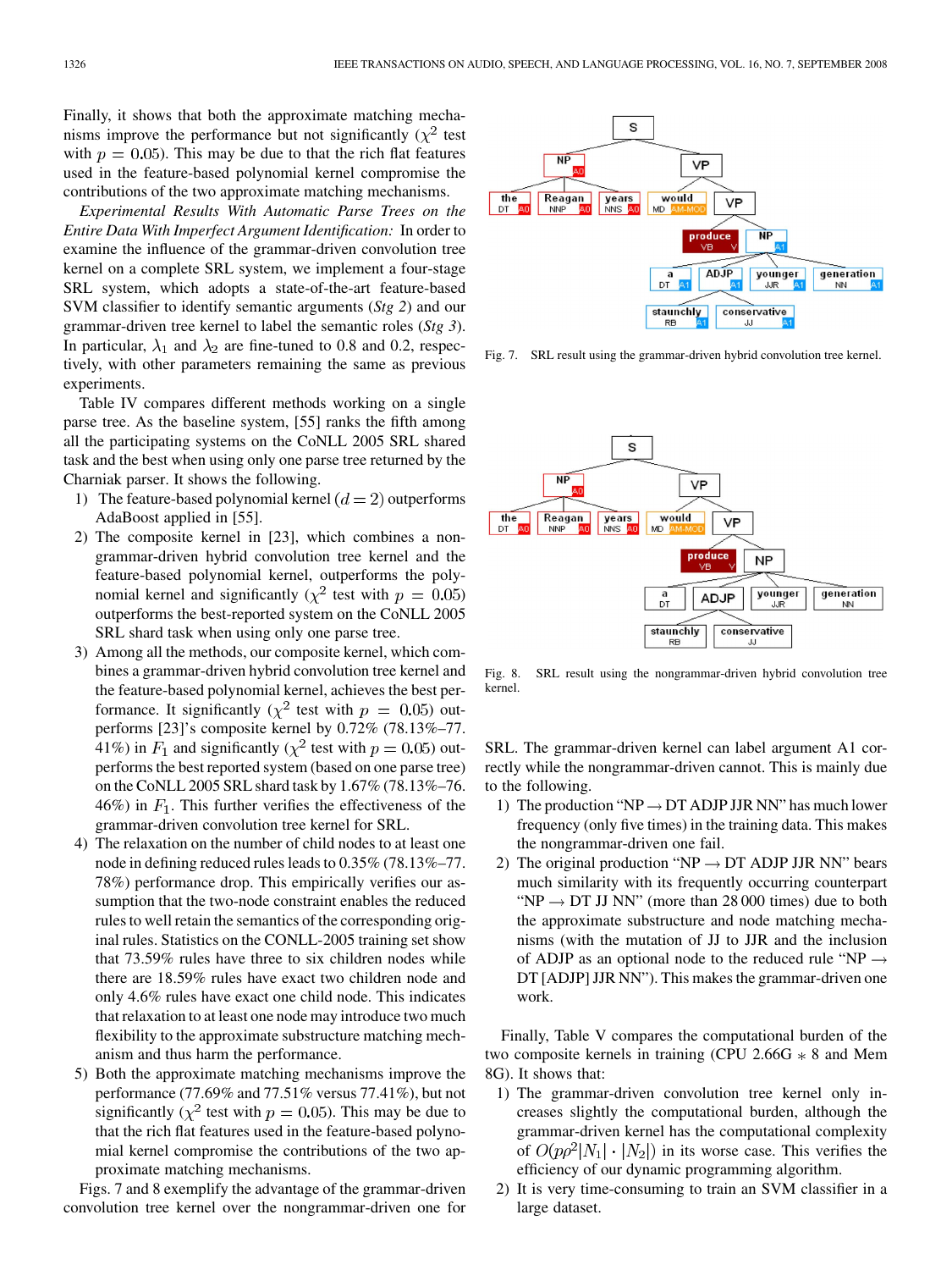Finally, it shows that both the approximate matching mechanisms improve the performance but not significantly ($\chi^2$ test with $p = 0.05$). This may be due to that the rich flat features used in the feature-based polynomial kernel compromise the contributions of the two approximate matching mechanisms.

*Experimental Results With Automatic Parse Trees on the Entire Data With Imperfect Argument Identification:* In order to examine the influence of the grammar-driven convolution tree kernel on a complete SRL system, we implement a four-stage SRL system, which adopts a state-of-the-art feature-based SVM classifier to identify semantic arguments (*Stg 2*) and our grammar-driven tree kernel to label the semantic roles (*Stg 3*). In particular, $\lambda_1$ and $\lambda_2$ are fine-tuned to 0.8 and 0.2, respectively, with other parameters remaining the same as previous experiments.

Table IV compares different methods working on a single parse tree. As the baseline system, [55] ranks the fifth among all the participating systems on the CoNLL 2005 SRL shared task and the best when using only one parse tree returned by the Charniak parser. It shows the following.

1) The feature-based polynomial kernel $(d = 2)$ outperforms AdaBoost applied in [55].
2) The composite kernel in [23], which combines a non-grammar-driven hybrid convolution tree kernel and the feature-based polynomial kernel, outperforms the feature-based polynomial kernel and significantly ($\chi^2$ test with $p = 0.05$) outperforms the best-reported system on the CoNLL 2005 SRL shard task when using only one parse tree.
3) Among all the methods, our composite kernel, which combines a grammar-driven hybrid convolution tree kernel and the feature-based polynomial kernel, achieves the best performance. It significantly ($\chi^2$ test with $p = 0.05$) outperforms [23]'s composite kernel by 0.72% (78.13%–77.41%) in $F_1$ and significantly ($\chi^2$ test with $p = 0.05$) outperforms the best reported system (based on one parse tree) on the CoNLL 2005 SRL shard task by 1.67% (78.13%–76.46%) in $F_1$. This further verifies the effectiveness of the grammar-driven convolution tree kernel for SRL.
4) The relaxation on the number of child nodes to at least one node in defining reduced rules leads to 0.35% (78.13%–77.78%) performance drop. This empirically verifies our assumption that the two-node constraint enables the reduced rules to well retain the semantics of the corresponding original rules. Statistics on the CONLL-2005 training set show that 73.59% rules have three to six children nodes while there are 18.59% rules have exact two children node and only 4.6% rules have exact one child node. This indicates that relaxation to at least one node may introduce two much flexibility to the approximate substructure matching mechanism and thus harm the performance.
5) Both the approximate matching mechanisms improve the performance (77.69% and 77.51% versus 77.41%), but not significantly ($\chi^2$ test with $p = 0.05$). This may be due to that the rich flat features used in the feature-based polynomial kernel compromise the contributions of the two approximate matching mechanisms.

Figs. 7 and 8 exemplify the advantage of the grammar-driven convolution tree kernel over the nongrammar-driven one for SRL. The grammar-driven kernel can label argument A1 correctly while the nongrammar-driven cannot. This is mainly due to the following.

Fig. 7. SRL result using the grammar-driven hybrid convolution tree kernel.

Fig. 8. SRL result using the nongrammar-driven hybrid convolution tree kernel.

1) The production "NP → DT ADJP JJR NN" has much lower frequency (only five times) in the training data. This makes the nongrammar-driven one fail.
2) The original production "NP → DT ADJP JJR NN" bears much similarity with its frequently occurring counterpart "NP → DT JJ NN" (more than 28 000 times) due to both the approximate substructure and node matching mechanisms (with the mutation of JJ to JJR and the inclusion of ADJP as an optional node to the reduced rule "NP → DT [ADJP] JJR NN"). This makes the grammar-driven one work.

Finally, Table V compares the computational burden of the two composite kernels in training (CPU 2.66G $*$ 8 and Mem 8G). It shows that:

1) The grammar-driven convolution tree kernel only increases slightly the computational burden, although the grammar-driven kernel has the computational complexity of $O(p\rho^2|N_1| \cdot |N_2|)$ in its worse case. This verifies the efficiency of our dynamic programming algorithm.
2) It is very time-consuming to train an SVM classifier in a large dataset.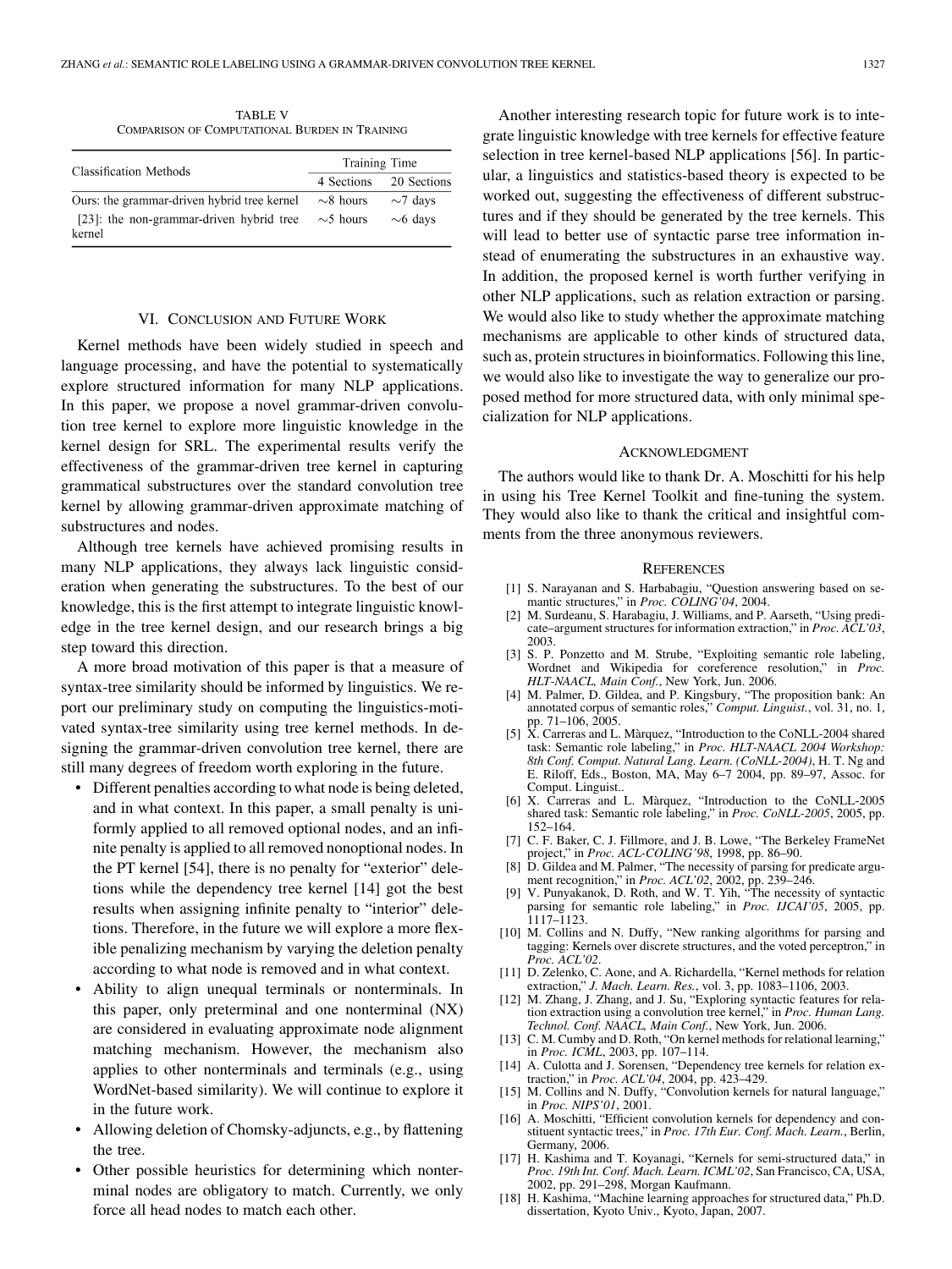TABLE V
COMPARISON OF COMPUTATIONAL BURDEN IN TRAINING

| Classification Methods | Training Time | |
|---|---|---|
| | 4 Sections | 20 Sections |
| Ours: the grammar-driven hybrid tree kernel | ∼8 hours | ∼7 days |
| [23]: the non-grammar-driven hybrid tree kernel | ∼5 hours | ∼6 days |

## VI. CONCLUSION AND FUTURE WORK

Kernel methods have been widely studied in speech and language processing, and have the potential to systematically explore structured information for many NLP applications. In this paper, we propose a novel grammar-driven convolution tree kernel to explore more linguistic knowledge in the kernel design for SRL. The experimental results verify the effectiveness of the grammar-driven tree kernel in capturing grammatical substructures over the standard convolution tree kernel by allowing grammar-driven approximate matching of substructures and nodes.

Although tree kernels have achieved promising results in many NLP applications, they always lack linguistic consideration when generating the substructures. To the best of our knowledge, this is the first attempt to integrate linguistic knowledge in the tree kernel design, and our research brings a big step toward this direction.

A more broad motivation of this paper is that a measure of syntax-tree similarity should be informed by linguistics. We report our preliminary study on computing the linguistics-motivated syntax-tree similarity using tree kernel methods. In designing the grammar-driven convolution tree kernel, there are still many degrees of freedom worth exploring in the future.

- Different penalties according to what node is being deleted, and in what context. In this paper, a small penalty is uniformly applied to all removed optional nodes, and an infinite penalty is applied to all removed nonoptional nodes. In the PT kernel [54], there is no penalty for "exterior" deletions while the dependency tree kernel [14] got the best results when assigning infinite penalty to "interior" deletions. Therefore, in the future we will explore a more flexible penalizing mechanism by varying the deletion penalty according to what node is removed and in what context.
- Ability to align unequal terminals or nonterminals. In this paper, only preterminal and one nonterminal (NX) are considered in evaluating approximate node alignment matching mechanism. However, the mechanism also applies to other nonterminals and terminals (e.g., using WordNet-based similarity). We will continue to explore it in the future work.
- Allowing deletion of Chomsky-adjuncts, e.g., by flattening the tree.
- Other possible heuristics for determining which nonterminal nodes are obligatory to match. Currently, we only force all head nodes to match each other.

Another interesting research topic for future work is to integrate linguistic knowledge with tree kernels for effective feature selection in tree kernel-based NLP applications [56]. In particular, a linguistics and statistics-based theory is expected to be worked out, suggesting the effectiveness of different substructures and if they should be generated by the tree kernels. This will lead to better use of syntactic parse tree information instead of enumerating the substructures in an exhaustive way. In addition, the proposed kernel is worth further verifying in other NLP applications, such as relation extraction or parsing. We would also like to study whether the approximate matching mechanisms are applicable to other kinds of structured data, such as, protein structures in bioinformatics. Following this line, we would also like to investigate the way to generalize our proposed method for more structured data, with only minimal specialization for NLP applications.

## ACKNOWLEDGMENT

The authors would like to thank Dr. A. Moschitti for his help in using his Tree Kernel Toolkit and fine-tuning the system. They would also like to thank the critical and insightful comments from the three anonymous reviewers.

## REFERENCES

[1] S. Narayanan and S. Harbabagiu, "Question answering based on semantic structures," in *Proc. COLING'04*, 2004.

[2] M. Surdeanu, S. Harabagiu, J. Williams, and P. Aarseth, "Using predicate–argument structures for information extraction," in *Proc. ACL'03*, 2003.

[3] S. P. Ponzetto and M. Strube, "Exploiting semantic role labeling, Wordnet and Wikipedia for coreference resolution," in *Proc. HLT-NAACL, Main Conf.*, New York, Jun. 2006.

[4] M. Palmer, D. Gildea, and P. Kingsbury, "The proposition bank: An annotated corpus of semantic roles," *Comput. Linguist.*, vol. 31, no. 1, pp. 71–106, 2005.

[5] X. Carreras and L. Màrquez, "Introduction to the CoNLL-2004 shared task: Semantic role labeling," in *Proc. HLT-NAACL 2004 Workshop: 8th Conf. Comput. Natural Lang. Learn. (CoNLL-2004)*, H. T. Ng and E. Riloff, Eds., Boston, MA, May 6–7 2004, pp. 89–97, Assoc. for Comput. Linguist..

[6] X. Carreras and L. Màrquez, "Introduction to the CoNLL-2005 shared task: Semantic role labeling," in *Proc. CoNLL-2005*, 2005, pp. 152–164.

[7] C. F. Baker, C. J. Fillmore, and J. B. Lowe, "The Berkeley FrameNet project," in *Proc. ACL-COLING'98*, 1998, pp. 86–90.

[8] D. Gildea and M. Palmer, "The necessity of parsing for predicate argument recognition," in *Proc. ACL'02*, 2002, pp. 239–246.

[9] V. Punyakanok, D. Roth, and W. T. Yih, "The necessity of syntactic parsing for semantic role labeling," in *Proc. IJCAI'05*, 2005, pp. 1117–1123.

[10] M. Collins and N. Duffy, "New ranking algorithms for parsing and tagging: Kernels over discrete structures, and the voted perceptron," in *Proc. ACL'02*.

[11] D. Zelenko, C. Aone, and A. Richardella, "Kernel methods for relation extraction," *J. Mach. Learn. Res.*, vol. 3, pp. 1083–1106, 2003.

[12] M. Zhang, J. Zhang, and J. Su, "Exploring syntactic features for relation extraction using a convolution tree kernel," in *Proc. Human Lang. Technol. Conf. NAACL, Main Conf.*, New York, Jun. 2006.

[13] C. M. Cumby and D. Roth, "On kernel methods for relational learning," in *Proc. ICML*, 2003, pp. 107–114.

[14] A. Culotta and J. Sorensen, "Dependency tree kernels for relation extraction," in *Proc. ACL'04*, 2004, pp. 423–429.

[15] M. Collins and N. Duffy, "Convolution kernels for natural language," in *Proc. NIPS'01*, 2001.

[16] A. Moschitti, "Efficient convolution kernels for dependency and constituent syntactic trees," in *Proc. 17th Eur. Conf. Mach. Learn.*, Berlin, Germany, 2006.

[17] H. Kashima and T. Koyanagi, "Kernels for semi-structured data," in *Proc. 19th Int. Conf. Mach. Learn. ICML'02*, San Francisco, CA, USA, 2002, pp. 291–298, Morgan Kaufmann.

[18] H. Kashima, "Machine learning approaches for structured data," Ph.D. dissertation, Kyoto Univ., Kyoto, Japan, 2007.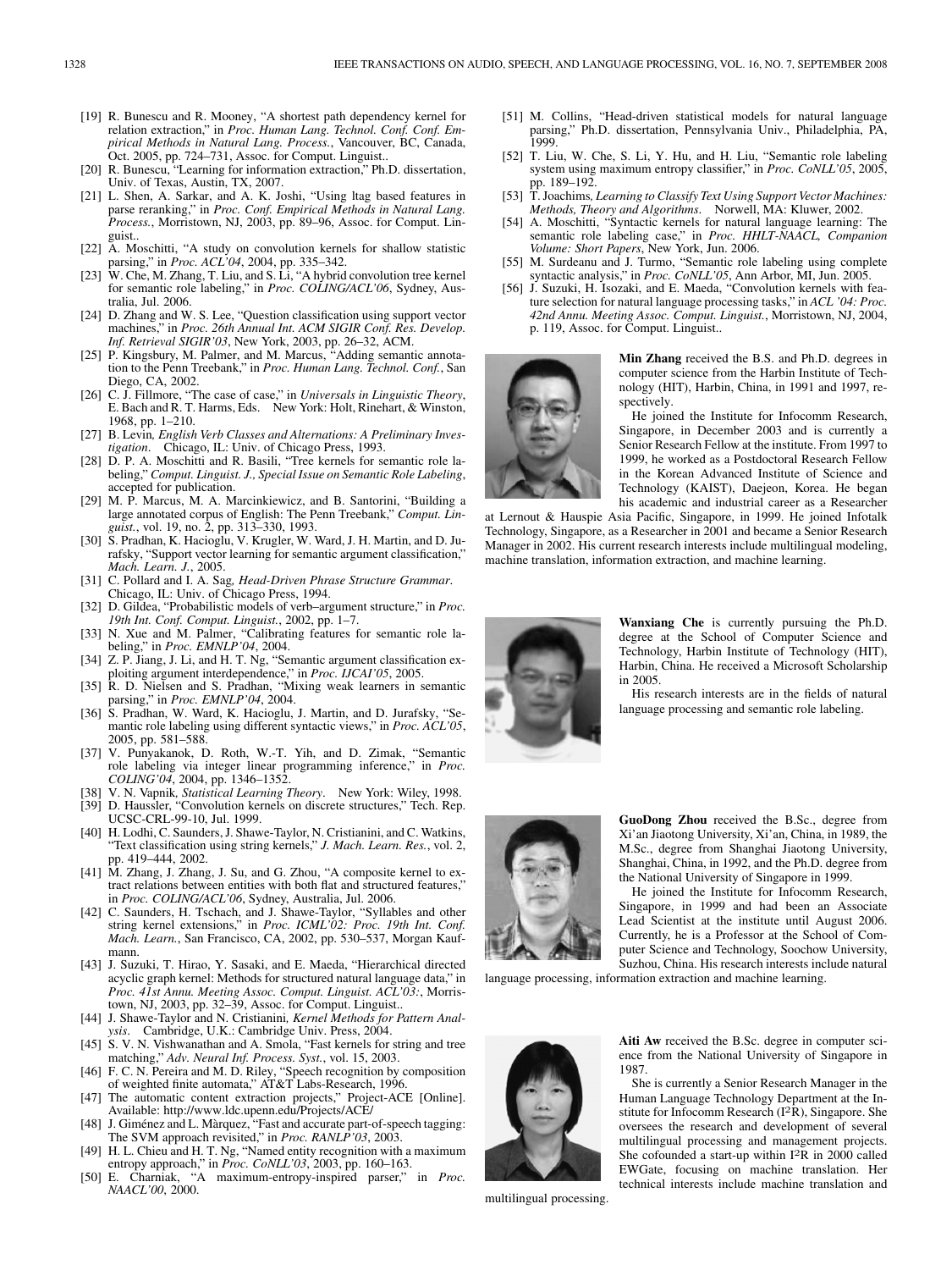[19] R. Bunescu and R. Mooney, "A shortest path dependency kernel for relation extraction," in *Proc. Human Lang. Technol. Conf. Conf. Empirical Methods in Natural Lang. Process.*, Vancouver, BC, Canada, Oct. 2005, pp. 724–731, Assoc. for Comput. Linguist..

[20] R. Bunescu, "Learning for information extraction," Ph.D. dissertation, Univ. of Texas, Austin, TX, 2007.

[21] L. Shen, A. Sarkar, and A. K. Joshi, "Using ltag based features in parse reranking," in *Proc. Conf. Empirical Methods in Natural Lang. Process.*, Morristown, NJ, 2003, pp. 89–96, Assoc. for Comput. Linguist..

[22] A. Moschitti, "A study on convolution kernels for shallow statistic parsing," in *Proc. ACL'04*, 2004, pp. 335–342.

[23] W. Che, M. Zhang, T. Liu, and S. Li, "A hybrid convolution tree kernel for semantic role labeling," in *Proc. COLING/ACL'06*, Sydney, Australia, Jul. 2006.

[24] D. Zhang and W. S. Lee, "Question classification using support vector machines," in *Proc. 26th Annual Int. ACM SIGIR Conf. Res. Develop. Inf. Retrieval SIGIR'03*, New York, 2003, pp. 26–32, ACM.

[25] P. Kingsbury, M. Palmer, and M. Marcus, "Adding semantic annotation to the Penn Treebank," in *Proc. Human Lang. Technol. Conf.*, San Diego, CA, 2002.

[26] C. J. Fillmore, "The case of case," in *Universals in Linguistic Theory*, E. Bach and R. T. Harms, Eds. New York: Holt, Rinehart, & Winston, 1968, pp. 1–210.

[27] B. Levin*, English Verb Classes and Alternations: A Preliminary Investigation*. Chicago, IL: Univ. of Chicago Press, 1993.

[28] D. P. A. Moschitti and R. Basili, "Tree kernels for semantic role labeling," *Comput. Linguist. J., Special Issue on Semantic Role Labeling*, accepted for publication.

[29] M. P. Marcus, M. A. Marcinkiewicz, and B. Santorini, "Building a large annotated corpus of English: The Penn Treebank," *Comput. Linguist.*, vol. 19, no. 2, pp. 313–330, 1993.

[30] S. Pradhan, K. Hacioglu, V. Krugler, W. Ward, J. H. Martin, and D. Jurafsky, "Support vector learning for semantic argument classification," *Mach. Learn. J.*, 2005.

[31] C. Pollard and I. A. Sag*, Head-Driven Phrase Structure Grammar*. Chicago, IL: Univ. of Chicago Press, 1994.

[32] D. Gildea, "Probabilistic models of verb–argument structure," in *Proc. 19th Int. Conf. Comput. Linguist.*, 2002, pp. 1–7.

[33] N. Xue and M. Palmer, "Calibrating features for semantic role labeling," in *Proc. EMNLP'04*, 2004.

[34] Z. P. Jiang, J. Li, and H. T. Ng, "Semantic argument classification exploiting argument interdependence," in *Proc. IJCAI'05*, 2005.

[35] R. D. Nielsen and S. Pradhan, "Mixing weak learners in semantic parsing," in *Proc. EMNLP'04*, 2004.

[36] S. Pradhan, W. Ward, K. Hacioglu, J. Martin, and D. Jurafsky, "Semantic role labeling using different syntactic views," in *Proc. ACL'05*, 2005, pp. 581–588.

[37] V. Punyakanok, D. Roth, W.-T. Yih, and D. Zimak, "Semantic role labeling via integer linear programming inference," in *Proc. COLING'04*, 2004, pp. 1346–1352.

[38] V. N. Vapnik*, Statistical Learning Theory*. New York: Wiley, 1998.

[39] D. Haussler, "Convolution kernels on discrete structures," Tech. Rep. UCSC-CRL-99-10, Jul. 1999.

[40] H. Lodhi, C. Saunders, J. Shawe-Taylor, N. Cristianini, and C. Watkins, "Text classification using string kernels," *J. Mach. Learn. Res.*, vol. 2, pp. 419–444, 2002.

[41] M. Zhang, J. Zhang, J. Su, and G. Zhou, "A composite kernel to extract relations between entities with both flat and structured features," in *Proc. COLING/ACL'06*, Sydney, Australia, Jul. 2006.

[42] C. Saunders, H. Tschach, and J. Shawe-Taylor, "Syllables and other string kernel extensions," in *Proc. ICML'02: Proc. 19th Int. Conf. Mach. Learn.*, San Francisco, CA, 2002, pp. 530–537, Morgan Kaufmann.

[43] J. Suzuki, T. Hirao, Y. Sasaki, and E. Maeda, "Hierarchical directed acyclic graph kernel: Methods for structured natural language data," in *Proc. 41st Annu. Meeting Assoc. Comput. Linguist. ACL'03:*, Morristown, NJ, 2003, pp. 32–39, Assoc. for Comput. Linguist..

[44] J. Shawe-Taylor and N. Cristianini*, Kernel Methods for Pattern Analysis*. Cambridge, U.K.: Cambridge Univ. Press, 2004.

[45] S. V. N. Vishwanathan and A. Smola, "Fast kernels for string and tree matching," *Adv. Neural Inf. Process. Syst.*, vol. 15, 2003.

[46] F. C. N. Pereira and M. D. Riley, "Speech recognition by composition of weighted finite automata," AT&T Labs-Research, 1996.

[47] The automatic content extraction projects," Project-ACE [Online]. Available: http://www.ldc.upenn.edu/Projects/ACE/

[48] J. Giménez and L. Màrquez, "Fast and accurate part-of-speech tagging: The SVM approach revisited," in *Proc. RANLP'03*, 2003.

[49] H. L. Chieu and H. T. Ng, "Named entity recognition with a maximum entropy approach," in *Proc. CoNLL'03*, 2003, pp. 160–163.

[50] E. Charniak, "A maximum-entropy-inspired parser," in *Proc. NAACL'00*, 2000.

[51] M. Collins, "Head-driven statistical models for natural language parsing," Ph.D. dissertation, Pennsylvania Univ., Philadelphia, PA, 1999.

[52] T. Liu, W. Che, S. Li, Y. Hu, and H. Liu, "Semantic role labeling system using maximum entropy classifier," in *Proc. CoNLL'05*, 2005, pp. 189–192.

[53] T. Joachims*, Learning to Classify Text Using Support Vector Machines: Methods, Theory and Algorithms*. Norwell, MA: Kluwer, 2002.

[54] A. Moschitti, "Syntactic kernels for natural language learning: The semantic role labeling case," in *Proc. HHLT-NAACL, Companion Volume: Short Papers*, New York, Jun. 2006.

[55] M. Surdeanu and J. Turmo, "Semantic role labeling using complete syntactic analysis," in *Proc. CoNLL'05*, Ann Arbor, MI, Jun. 2005.

[56] J. Suzuki, H. Isozaki, and E. Maeda, "Convolution kernels with feature selection for natural language processing tasks," in *ACL '04: Proc. 42nd Annu. Meeting Assoc. Comput. Linguist.*, Morristown, NJ, 2004, p. 119, Assoc. for Comput. Linguist..

**Min Zhang** received the B.S. and Ph.D. degrees in computer science from the Harbin Institute of Technology (HIT), Harbin, China, in 1991 and 1997, respectively.

He joined the Institute for Infocomm Research, Singapore, in December 2003 and is currently a Senior Research Fellow at the institute. From 1997 to 1999, he worked as a Postdoctoral Research Fellow in the Korean Advanced Institute of Science and Technology (KAIST), Daejeon, Korea. He began his academic and industrial career as a Researcher at Lernout & Hauspie Asia Pacific, Singapore, in 1999. He joined Infotalk Technology, Singapore, as a Researcher in 2001 and became a Senior Research Manager in 2002. His current research interests include multilingual modeling, machine translation, information extraction, and machine learning.

**Wanxiang Che** is currently pursuing the Ph.D. degree at the School of Computer Science and Technology, Harbin Institute of Technology (HIT), Harbin, China. He received a Microsoft Scholarship in 2005.

His research interests are in the fields of natural language processing and semantic role labeling.

**GuoDong Zhou** received the B.Sc., degree from Xi'an Jiaotong University, Xi'an, China, in 1989, the M.Sc., degree from Shanghai Jiaotong University, Shanghai, China, in 1992, and the Ph.D. degree from the National University of Singapore in 1999.

He joined the Institute for Infocomm Research, Singapore, in 1999 and had been an Associate Lead Scientist at the institute until August 2006. Currently, he is a Professor at the School of Computer Science and Technology, Soochow University, Suzhou, China. His research interests include natural language processing, information extraction and machine learning.

**Aiti Aw** received the B.Sc. degree in computer science from the National University of Singapore in 1987.

She is currently a Senior Research Manager in the Human Language Technology Department at the Institute for Infocomm Research (I$^2$R), Singapore. She oversees the research and development of several multilingual processing and management projects. She cofounded a start-up within I$^2$R in 2000 called EWGate, focusing on machine translation. Her technical interests include machine translation and multilingual processing.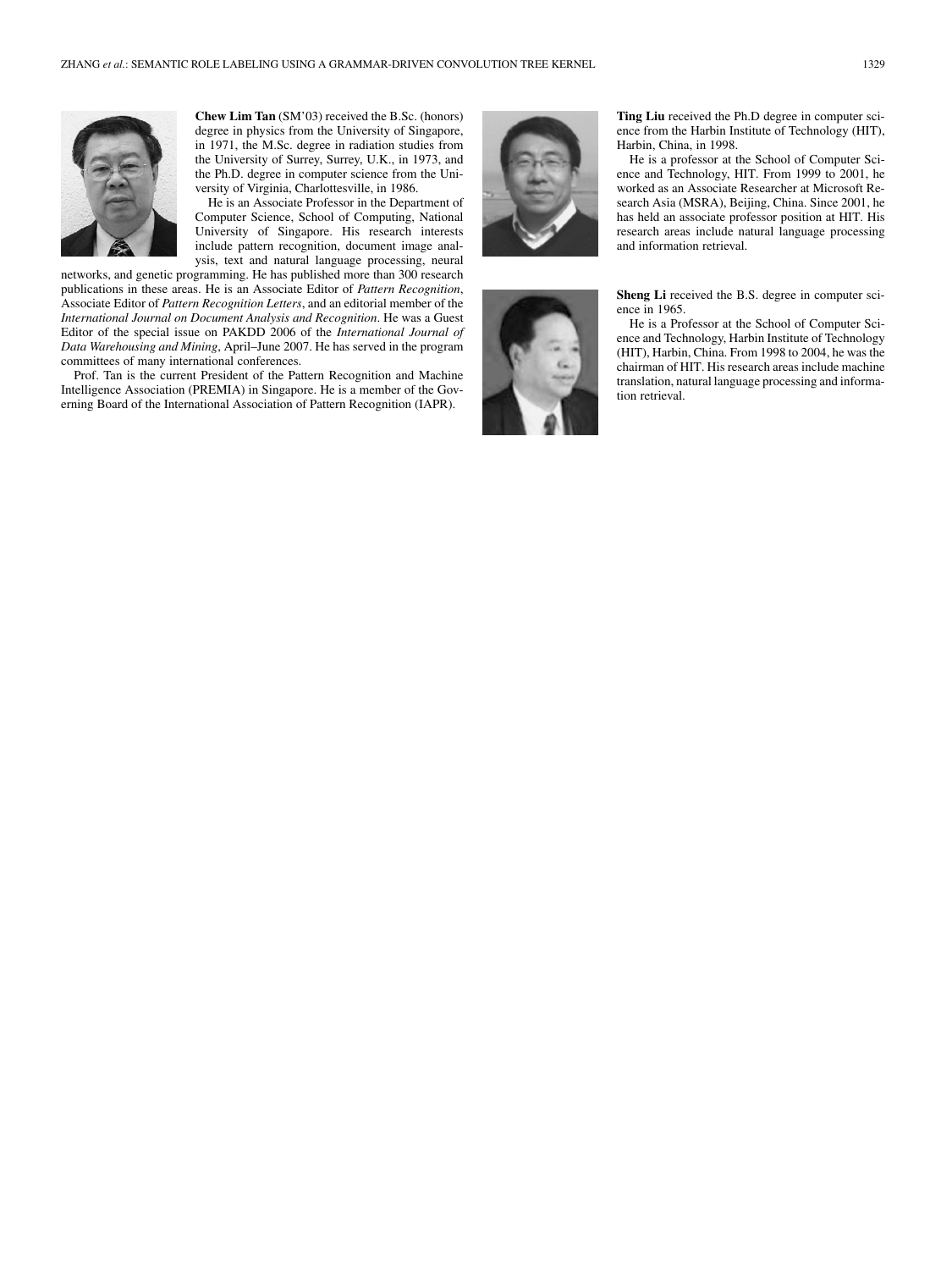**Chew Lim Tan** (SM'03) received the B.Sc. (honors) degree in physics from the University of Singapore, in 1971, the M.Sc. degree in radiation studies from the University of Surrey, Surrey, U.K., in 1973, and the Ph.D. degree in computer science from the University of Virginia, Charlottesville, in 1986.

He is an Associate Professor in the Department of Computer Science, School of Computing, National University of Singapore. His research interests include pattern recognition, document image analysis, text and natural language processing, neural networks, and genetic programming. He has published more than 300 research publications in these areas. He is an Associate Editor of *Pattern Recognition*, Associate Editor of *Pattern Recognition Letters*, and an editorial member of the *International Journal on Document Analysis and Recognition*. He was a Guest Editor of the special issue on PAKDD 2006 of the *International Journal of Data Warehousing and Mining*, April–June 2007. He has served in the program committees of many international conferences.

Prof. Tan is the current President of the Pattern Recognition and Machine Intelligence Association (PREMIA) in Singapore. He is a member of the Governing Board of the International Association of Pattern Recognition (IAPR).

**Ting Liu** received the Ph.D degree in computer science from the Harbin Institute of Technology (HIT), Harbin, China, in 1998.

He is a professor at the School of Computer Science and Technology, HIT. From 1999 to 2001, he worked as an Associate Researcher at Microsoft Research Asia (MSRA), Beijing, China. Since 2001, he has held an associate professor position at HIT. His research areas include natural language processing and information retrieval.

**Sheng Li** received the B.S. degree in computer science in 1965.

He is a Professor at the School of Computer Science and Technology, Harbin Institute of Technology (HIT), Harbin, China. From 1998 to 2004, he was the chairman of HIT. His research areas include machine translation, natural language processing and information retrieval.